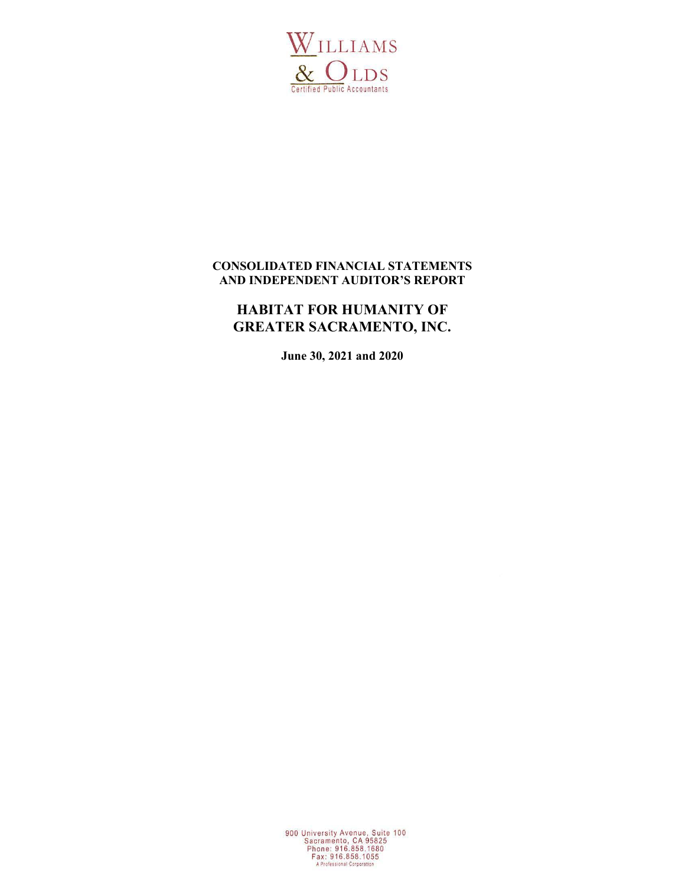WILLIAMS
& OLDS
Certified Public Accountants

**CONSOLIDATED FINANCIAL STATEMENTS**
**AND INDEPENDENT AUDITOR'S REPORT**

# HABITAT FOR HUMANITY OF GREATER SACRAMENTO, INC.

**June 30, 2021 and 2020**

900 University Avenue, Suite 100
Sacramento, CA 95825
Phone: 916.858.1680
Fax: 916.858.1055
A Professional Corporation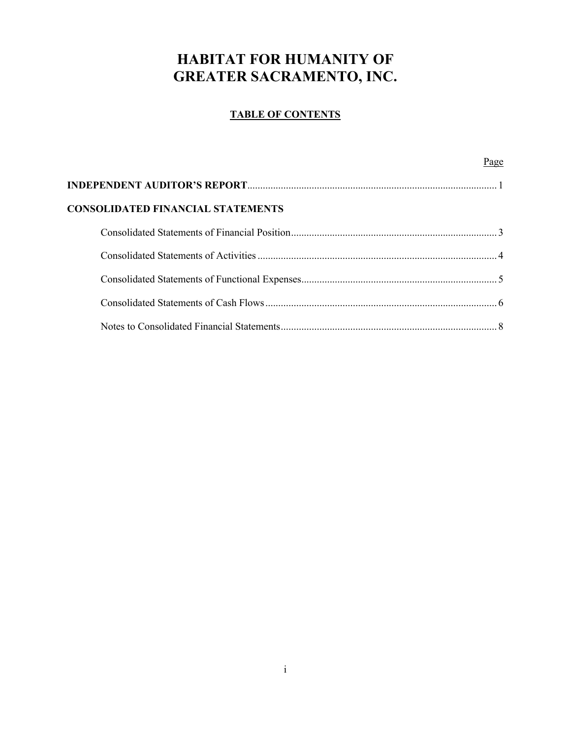# HABITAT FOR HUMANITY OF GREATER SACRAMENTO, INC.

## TABLE OF CONTENTS

| | Page |
|---|---|
| **INDEPENDENT AUDITOR'S REPORT** | 1 |
| **CONSOLIDATED FINANCIAL STATEMENTS** | |
| Consolidated Statements of Financial Position | 3 |
| Consolidated Statements of Activities | 4 |
| Consolidated Statements of Functional Expenses | 5 |
| Consolidated Statements of Cash Flows | 6 |
| Notes to Consolidated Financial Statements | 8 |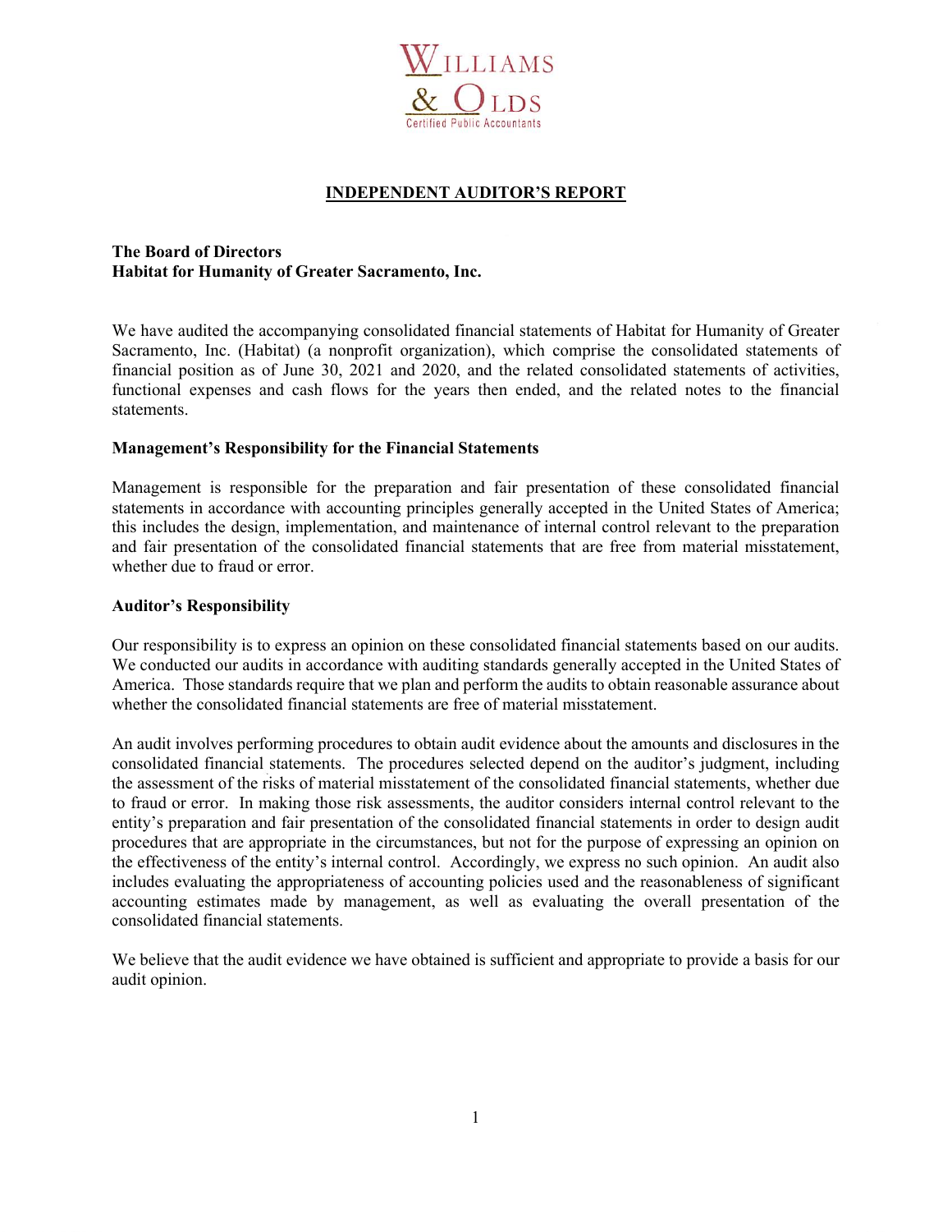WILLIAMS & OLDS
Certified Public Accountants

## INDEPENDENT AUDITOR'S REPORT

**The Board of Directors**
**Habitat for Humanity of Greater Sacramento, Inc.**

We have audited the accompanying consolidated financial statements of Habitat for Humanity of Greater Sacramento, Inc. (Habitat) (a nonprofit organization), which comprise the consolidated statements of financial position as of June 30, 2021 and 2020, and the related consolidated statements of activities, functional expenses and cash flows for the years then ended, and the related notes to the financial statements.

### Management's Responsibility for the Financial Statements

Management is responsible for the preparation and fair presentation of these consolidated financial statements in accordance with accounting principles generally accepted in the United States of America; this includes the design, implementation, and maintenance of internal control relevant to the preparation and fair presentation of the consolidated financial statements that are free from material misstatement, whether due to fraud or error.

### Auditor's Responsibility

Our responsibility is to express an opinion on these consolidated financial statements based on our audits. We conducted our audits in accordance with auditing standards generally accepted in the United States of America. Those standards require that we plan and perform the audits to obtain reasonable assurance about whether the consolidated financial statements are free of material misstatement.

An audit involves performing procedures to obtain audit evidence about the amounts and disclosures in the consolidated financial statements. The procedures selected depend on the auditor's judgment, including the assessment of the risks of material misstatement of the consolidated financial statements, whether due to fraud or error. In making those risk assessments, the auditor considers internal control relevant to the entity's preparation and fair presentation of the consolidated financial statements in order to design audit procedures that are appropriate in the circumstances, but not for the purpose of expressing an opinion on the effectiveness of the entity's internal control. Accordingly, we express no such opinion. An audit also includes evaluating the appropriateness of accounting policies used and the reasonableness of significant accounting estimates made by management, as well as evaluating the overall presentation of the consolidated financial statements.

We believe that the audit evidence we have obtained is sufficient and appropriate to provide a basis for our audit opinion.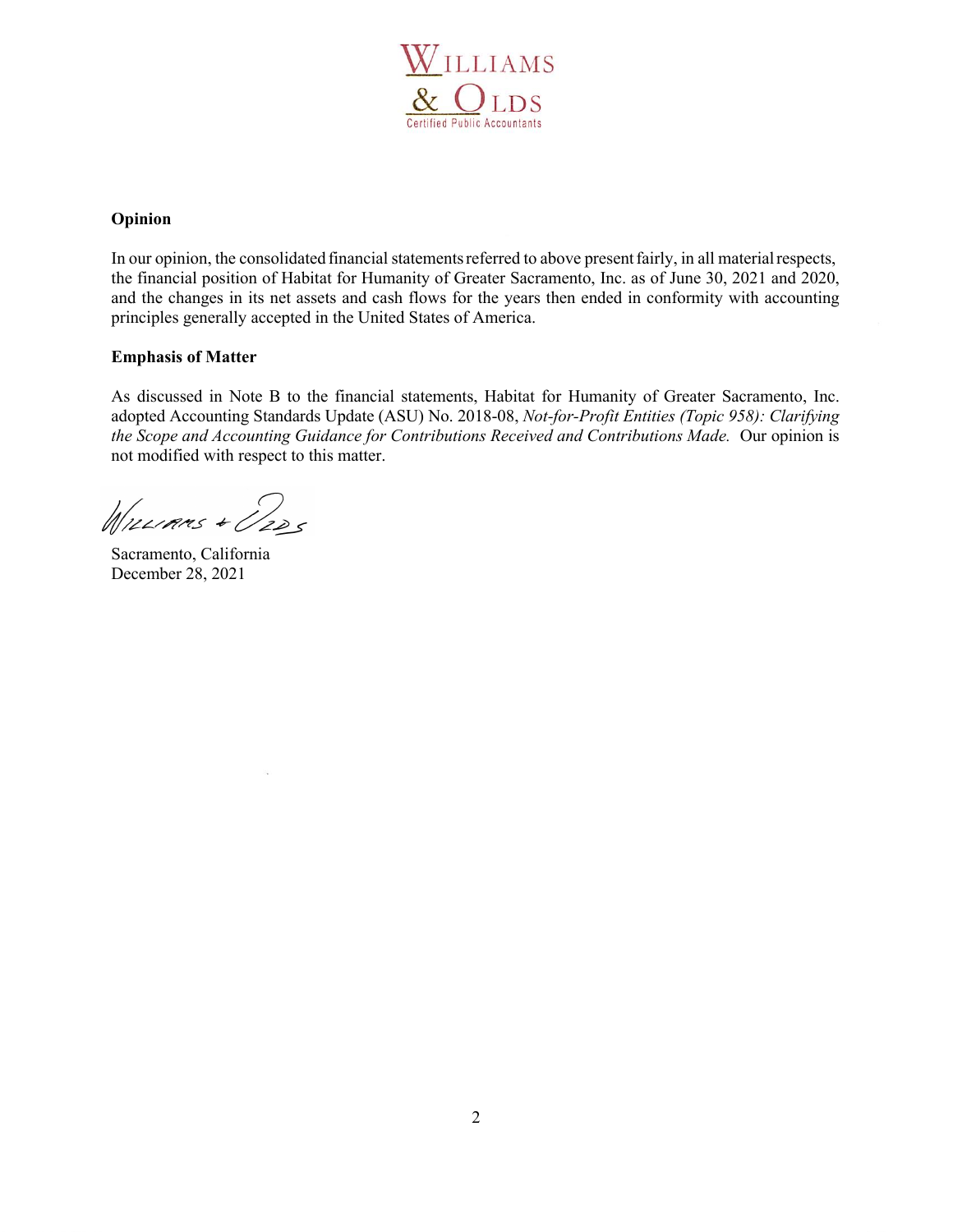## Opinion

In our opinion, the consolidated financial statements referred to above present fairly, in all material respects, the financial position of Habitat for Humanity of Greater Sacramento, Inc. as of June 30, 2021 and 2020, and the changes in its net assets and cash flows for the years then ended in conformity with accounting principles generally accepted in the United States of America.

## Emphasis of Matter

As discussed in Note B to the financial statements, Habitat for Humanity of Greater Sacramento, Inc. adopted Accounting Standards Update (ASU) No. 2018-08, *Not-for-Profit Entities (Topic 958): Clarifying the Scope and Accounting Guidance for Contributions Received and Contributions Made.* Our opinion is not modified with respect to this matter.

Williams + Olds

Sacramento, California
December 28, 2021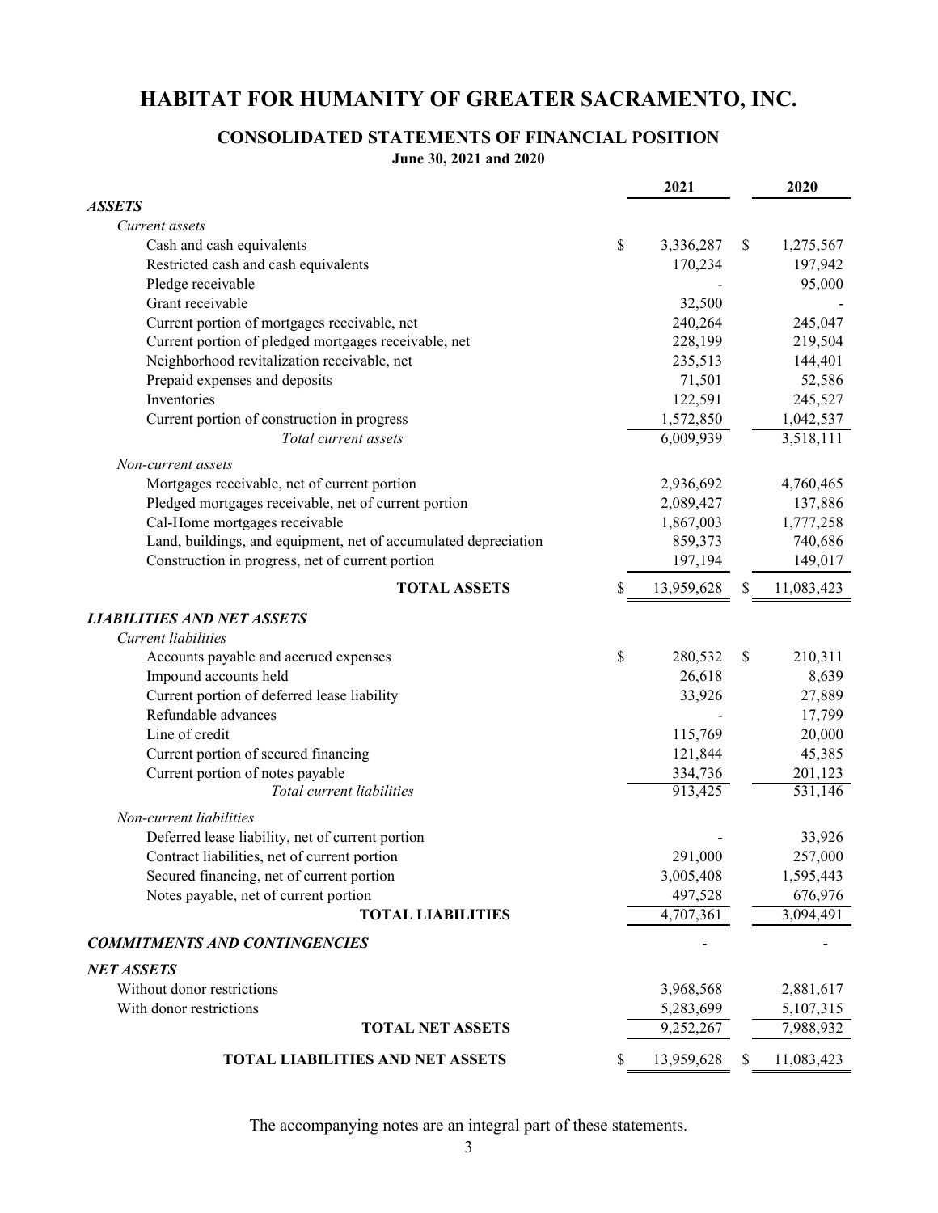# HABITAT FOR HUMANITY OF GREATER SACRAMENTO, INC.

## CONSOLIDATED STATEMENTS OF FINANCIAL POSITION

**June 30, 2021 and 2020**

| | 2021 | 2020 |
|---|---|---|
| ***ASSETS*** | | |
| *Current assets* | | |
| Cash and cash equivalents | $ 3,336,287 | $ 1,275,567 |
| Restricted cash and cash equivalents | 170,234 | 197,942 |
| Pledge receivable | - | 95,000 |
| Grant receivable | 32,500 | - |
| Current portion of mortgages receivable, net | 240,264 | 245,047 |
| Current portion of pledged mortgages receivable, net | 228,199 | 219,504 |
| Neighborhood revitalization receivable, net | 235,513 | 144,401 |
| Prepaid expenses and deposits | 71,501 | 52,586 |
| Inventories | 122,591 | 245,527 |
| Current portion of construction in progress | 1,572,850 | 1,042,537 |
| *Total current assets* | 6,009,939 | 3,518,111 |
| *Non-current assets* | | |
| Mortgages receivable, net of current portion | 2,936,692 | 4,760,465 |
| Pledged mortgages receivable, net of current portion | 2,089,427 | 137,886 |
| Cal-Home mortgages receivable | 1,867,003 | 1,777,258 |
| Land, buildings, and equipment, net of accumulated depreciation | 859,373 | 740,686 |
| Construction in progress, net of current portion | 197,194 | 149,017 |
| **TOTAL ASSETS** | $ 13,959,628 | $ 11,083,423 |
| ***LIABILITIES AND NET ASSETS*** | | |
| *Current liabilities* | | |
| Accounts payable and accrued expenses | $ 280,532 | $ 210,311 |
| Impound accounts held | 26,618 | 8,639 |
| Current portion of deferred lease liability | 33,926 | 27,889 |
| Refundable advances | - | 17,799 |
| Line of credit | 115,769 | 20,000 |
| Current portion of secured financing | 121,844 | 45,385 |
| Current portion of notes payable | 334,736 | 201,123 |
| *Total current liabilities* | 913,425 | 531,146 |
| *Non-current liabilities* | | |
| Deferred lease liability, net of current portion | - | 33,926 |
| Contract liabilities, net of current portion | 291,000 | 257,000 |
| Secured financing, net of current portion | 3,005,408 | 1,595,443 |
| Notes payable, net of current portion | 497,528 | 676,976 |
| **TOTAL LIABILITIES** | 4,707,361 | 3,094,491 |
| ***COMMITMENTS AND CONTINGENCIES*** | - | - |
| ***NET ASSETS*** | | |
| Without donor restrictions | 3,968,568 | 2,881,617 |
| With donor restrictions | 5,283,699 | 5,107,315 |
| **TOTAL NET ASSETS** | 9,252,267 | 7,988,932 |
| **TOTAL LIABILITIES AND NET ASSETS** | $ 13,959,628 | $ 11,083,423 |

The accompanying notes are an integral part of these statements.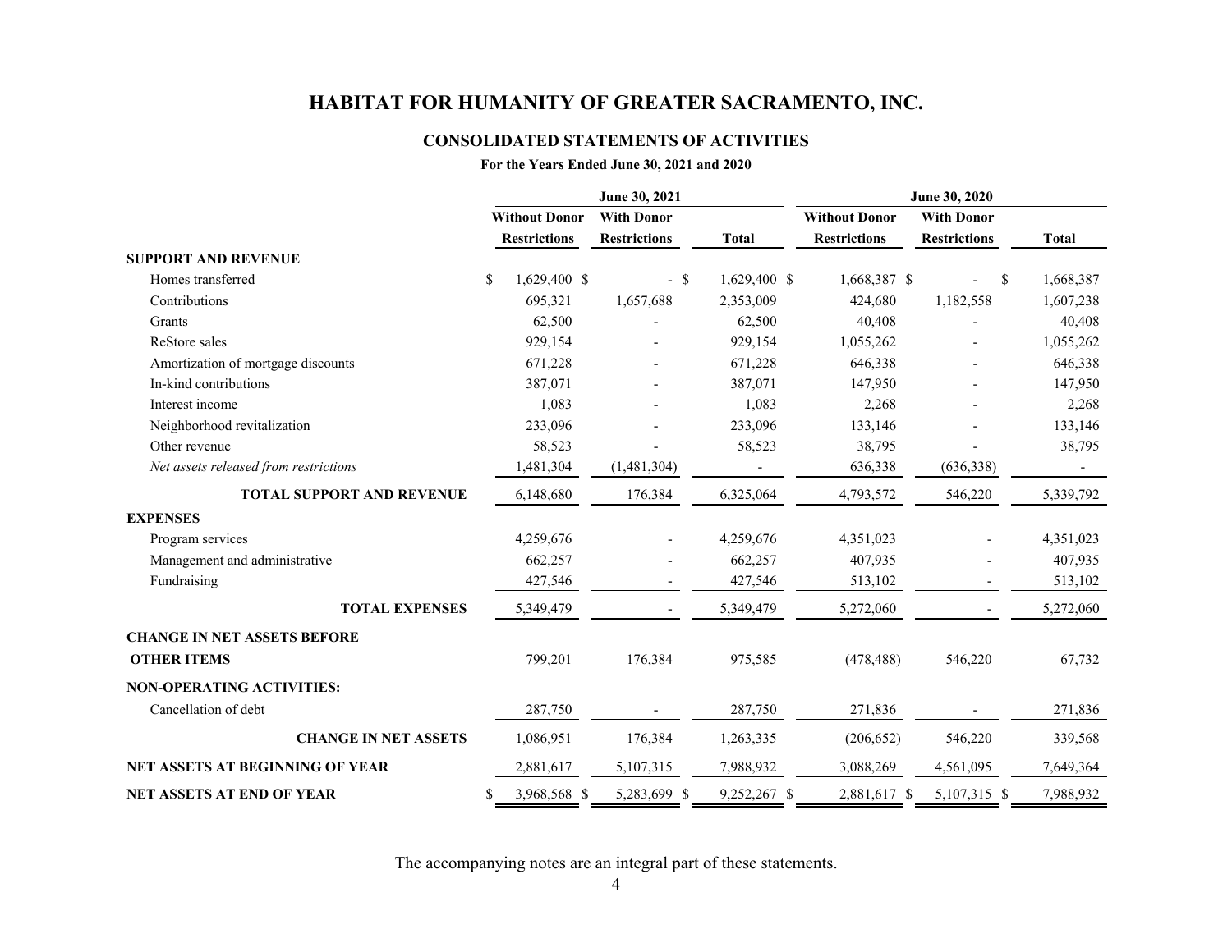# HABITAT FOR HUMANITY OF GREATER SACRAMENTO, INC.

## CONSOLIDATED STATEMENTS OF ACTIVITIES

**For the Years Ended June 30, 2021 and 2020**

| | June 30, 2021 | | | June 30, 2020 | | |
|---|---|---|---|---|---|---|
| | Without Donor Restrictions | With Donor Restrictions | Total | Without Donor Restrictions | With Donor Restrictions | Total |
| **SUPPORT AND REVENUE** | | | | | | |
| Homes transferred | $ 1,629,400 | $ - | $ 1,629,400 | $ 1,668,387 | $ - | $ 1,668,387 |
| Contributions | 695,321 | 1,657,688 | 2,353,009 | 424,680 | 1,182,558 | 1,607,238 |
| Grants | 62,500 | - | 62,500 | 40,408 | - | 40,408 |
| ReStore sales | 929,154 | - | 929,154 | 1,055,262 | - | 1,055,262 |
| Amortization of mortgage discounts | 671,228 | - | 671,228 | 646,338 | - | 646,338 |
| In-kind contributions | 387,071 | - | 387,071 | 147,950 | - | 147,950 |
| Interest income | 1,083 | - | 1,083 | 2,268 | - | 2,268 |
| Neighborhood revitalization | 233,096 | - | 233,096 | 133,146 | - | 133,146 |
| Other revenue | 58,523 | - | 58,523 | 38,795 | - | 38,795 |
| *Net assets released from restrictions* | 1,481,304 | (1,481,304) | - | 636,338 | (636,338) | - |
| **TOTAL SUPPORT AND REVENUE** | 6,148,680 | 176,384 | 6,325,064 | 4,793,572 | 546,220 | 5,339,792 |
| **EXPENSES** | | | | | | |
| Program services | 4,259,676 | - | 4,259,676 | 4,351,023 | - | 4,351,023 |
| Management and administrative | 662,257 | - | 662,257 | 407,935 | - | 407,935 |
| Fundraising | 427,546 | - | 427,546 | 513,102 | - | 513,102 |
| **TOTAL EXPENSES** | 5,349,479 | - | 5,349,479 | 5,272,060 | - | 5,272,060 |
| **CHANGE IN NET ASSETS BEFORE OTHER ITEMS** | 799,201 | 176,384 | 975,585 | (478,488) | 546,220 | 67,732 |
| **NON-OPERATING ACTIVITIES:** | | | | | | |
| Cancellation of debt | 287,750 | - | 287,750 | 271,836 | - | 271,836 |
| **CHANGE IN NET ASSETS** | 1,086,951 | 176,384 | 1,263,335 | (206,652) | 546,220 | 339,568 |
| **NET ASSETS AT BEGINNING OF YEAR** | 2,881,617 | 5,107,315 | 7,988,932 | 3,088,269 | 4,561,095 | 7,649,364 |
| **NET ASSETS AT END OF YEAR** | $ 3,968,568 | $ 5,283,699 | $ 9,252,267 | $ 2,881,617 | $ 5,107,315 | $ 7,988,932 |

The accompanying notes are an integral part of these statements.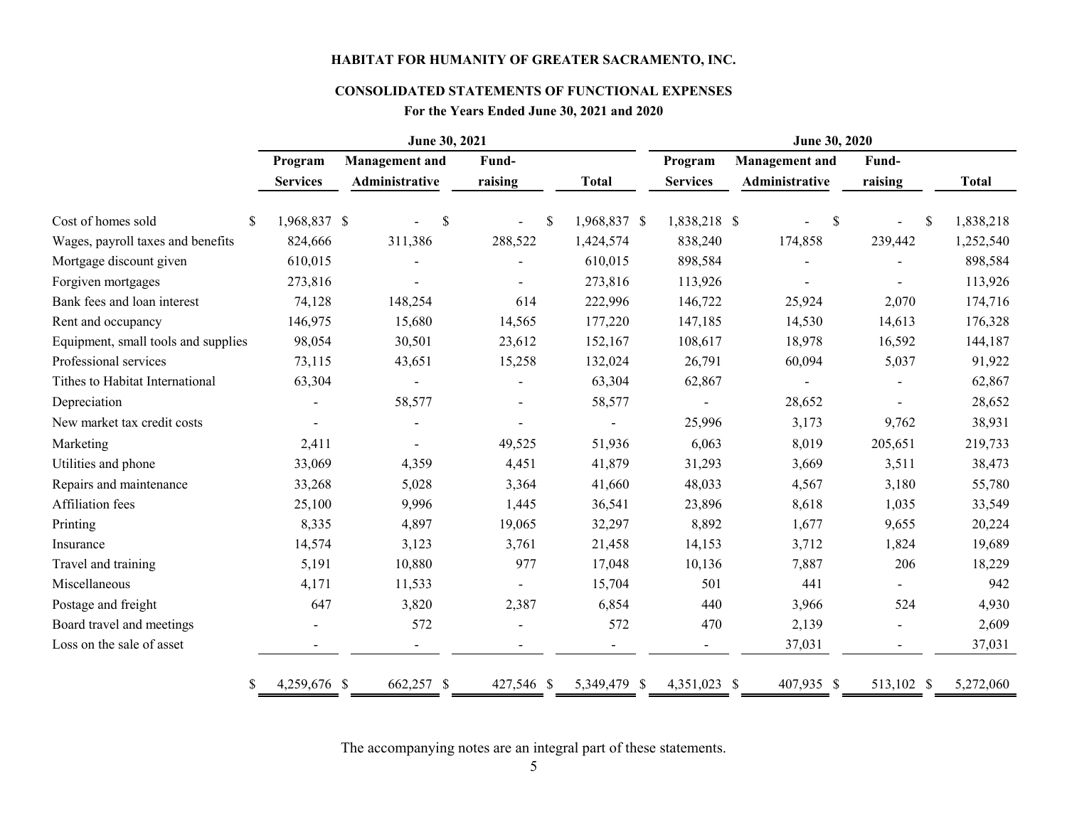# HABITAT FOR HUMANITY OF GREATER SACRAMENTO, INC.

## CONSOLIDATED STATEMENTS OF FUNCTIONAL EXPENSES

### For the Years Ended June 30, 2021 and 2020

| | June 30, 2021 | | | | June 30, 2020 | | | |
|---|---|---|---|---|---|---|---|---|
| | Program Services | Management and Administrative | Fund-raising | Total | Program Services | Management and Administrative | Fund-raising | Total |
| Cost of homes sold | $ 1,968,837 | $ - | $ - | $ 1,968,837 | $ 1,838,218 | $ - | $ - | $ 1,838,218 |
| Wages, payroll taxes and benefits | 824,666 | 311,386 | 288,522 | 1,424,574 | 838,240 | 174,858 | 239,442 | 1,252,540 |
| Mortgage discount given | 610,015 | - | - | 610,015 | 898,584 | - | - | 898,584 |
| Forgiven mortgages | 273,816 | - | - | 273,816 | 113,926 | - | - | 113,926 |
| Bank fees and loan interest | 74,128 | 148,254 | 614 | 222,996 | 146,722 | 25,924 | 2,070 | 174,716 |
| Rent and occupancy | 146,975 | 15,680 | 14,565 | 177,220 | 147,185 | 14,530 | 14,613 | 176,328 |
| Equipment, small tools and supplies | 98,054 | 30,501 | 23,612 | 152,167 | 108,617 | 18,978 | 16,592 | 144,187 |
| Professional services | 73,115 | 43,651 | 15,258 | 132,024 | 26,791 | 60,094 | 5,037 | 91,922 |
| Tithes to Habitat International | 63,304 | - | - | 63,304 | 62,867 | - | - | 62,867 |
| Depreciation | - | 58,577 | - | 58,577 | - | 28,652 | - | 28,652 |
| New market tax credit costs | - | - | - | - | 25,996 | 3,173 | 9,762 | 38,931 |
| Marketing | 2,411 | - | 49,525 | 51,936 | 6,063 | 8,019 | 205,651 | 219,733 |
| Utilities and phone | 33,069 | 4,359 | 4,451 | 41,879 | 31,293 | 3,669 | 3,511 | 38,473 |
| Repairs and maintenance | 33,268 | 5,028 | 3,364 | 41,660 | 48,033 | 4,567 | 3,180 | 55,780 |
| Affiliation fees | 25,100 | 9,996 | 1,445 | 36,541 | 23,896 | 8,618 | 1,035 | 33,549 |
| Printing | 8,335 | 4,897 | 19,065 | 32,297 | 8,892 | 1,677 | 9,655 | 20,224 |
| Insurance | 14,574 | 3,123 | 3,761 | 21,458 | 14,153 | 3,712 | 1,824 | 19,689 |
| Travel and training | 5,191 | 10,880 | 977 | 17,048 | 10,136 | 7,887 | 206 | 18,229 |
| Miscellaneous | 4,171 | 11,533 | - | 15,704 | 501 | 441 | - | 942 |
| Postage and freight | 647 | 3,820 | 2,387 | 6,854 | 440 | 3,966 | 524 | 4,930 |
| Board travel and meetings | - | 572 | - | 572 | 470 | 2,139 | - | 2,609 |
| Loss on the sale of asset | - | - | - | - | - | 37,031 | - | 37,031 |
| | $ 4,259,676 | $ 662,257 | $ 427,546 | $ 5,349,479 | $ 4,351,023 | $ 407,935 | $ 513,102 | $ 5,272,060 |

The accompanying notes are an integral part of these statements.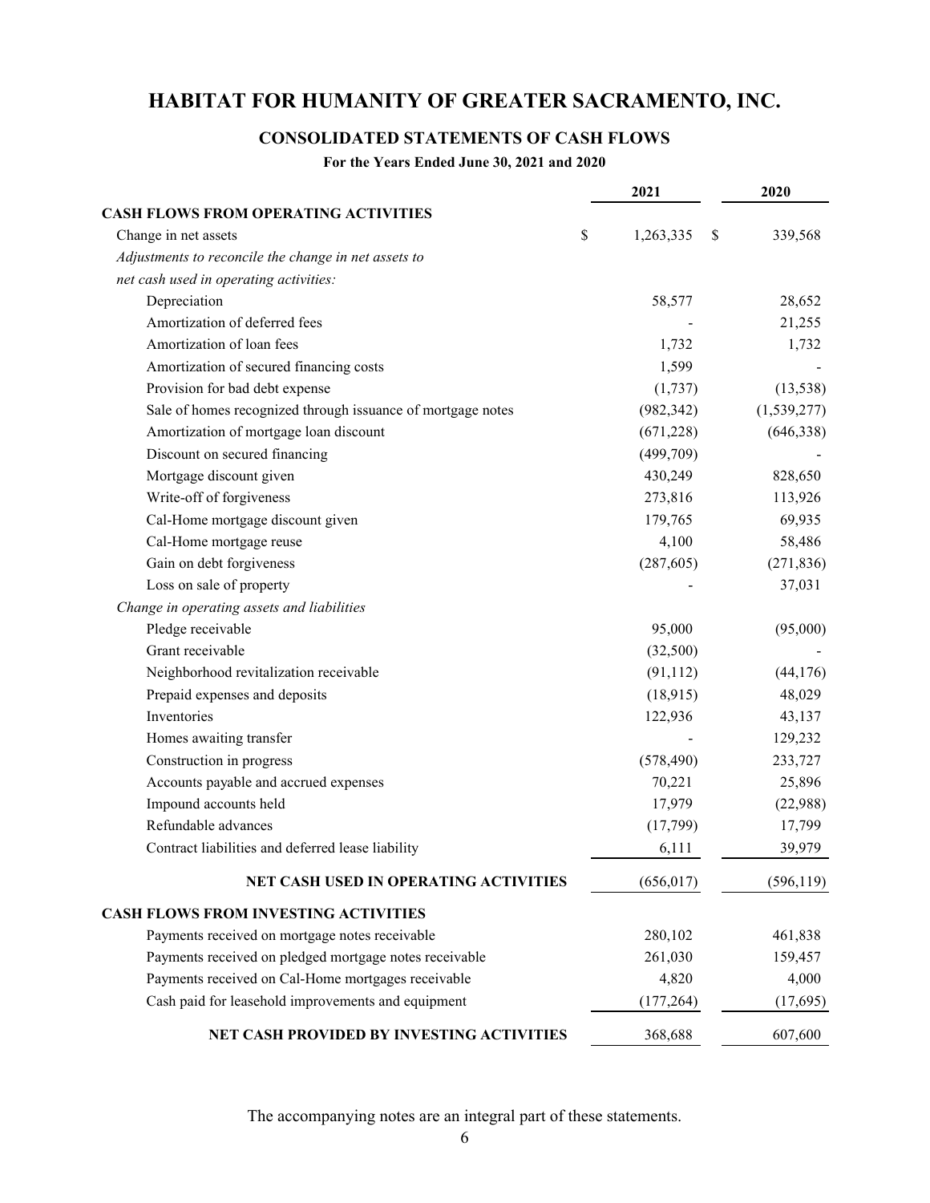# HABITAT FOR HUMANITY OF GREATER SACRAMENTO, INC.

## CONSOLIDATED STATEMENTS OF CASH FLOWS

### For the Years Ended June 30, 2021 and 2020

| | 2021 | 2020 |
|---|---|---|
| **CASH FLOWS FROM OPERATING ACTIVITIES** | | |
| Change in net assets | $ 1,263,335 | $ 339,568 |
| *Adjustments to reconcile the change in net assets to* | | |
| *net cash used in operating activities:* | | |
| Depreciation | 58,577 | 28,652 |
| Amortization of deferred fees | - | 21,255 |
| Amortization of loan fees | 1,732 | 1,732 |
| Amortization of secured financing costs | 1,599 | - |
| Provision for bad debt expense | (1,737) | (13,538) |
| Sale of homes recognized through issuance of mortgage notes | (982,342) | (1,539,277) |
| Amortization of mortgage loan discount | (671,228) | (646,338) |
| Discount on secured financing | (499,709) | - |
| Mortgage discount given | 430,249 | 828,650 |
| Write-off of forgiveness | 273,816 | 113,926 |
| Cal-Home mortgage discount given | 179,765 | 69,935 |
| Cal-Home mortgage reuse | 4,100 | 58,486 |
| Gain on debt forgiveness | (287,605) | (271,836) |
| Loss on sale of property | - | 37,031 |
| *Change in operating assets and liabilities* | | |
| Pledge receivable | 95,000 | (95,000) |
| Grant receivable | (32,500) | - |
| Neighborhood revitalization receivable | (91,112) | (44,176) |
| Prepaid expenses and deposits | (18,915) | 48,029 |
| Inventories | 122,936 | 43,137 |
| Homes awaiting transfer | - | 129,232 |
| Construction in progress | (578,490) | 233,727 |
| Accounts payable and accrued expenses | 70,221 | 25,896 |
| Impound accounts held | 17,979 | (22,988) |
| Refundable advances | (17,799) | 17,799 |
| Contract liabilities and deferred lease liability | 6,111 | 39,979 |
| **NET CASH USED IN OPERATING ACTIVITIES** | (656,017) | (596,119) |
| **CASH FLOWS FROM INVESTING ACTIVITIES** | | |
| Payments received on mortgage notes receivable | 280,102 | 461,838 |
| Payments received on pledged mortgage notes receivable | 261,030 | 159,457 |
| Payments received on Cal-Home mortgages receivable | 4,820 | 4,000 |
| Cash paid for leasehold improvements and equipment | (177,264) | (17,695) |
| **NET CASH PROVIDED BY INVESTING ACTIVITIES** | 368,688 | 607,600 |

The accompanying notes are an integral part of these statements.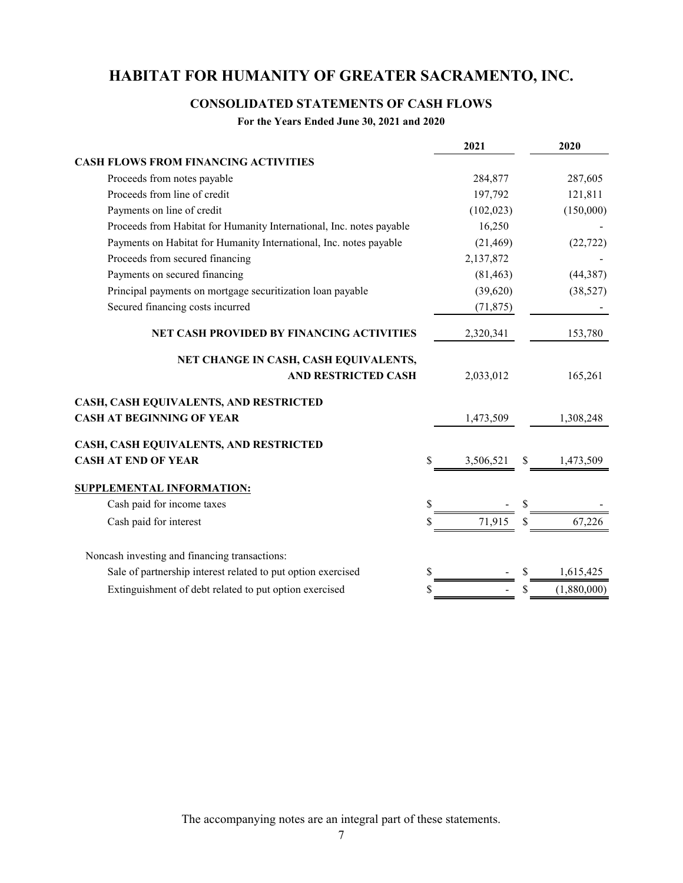# HABITAT FOR HUMANITY OF GREATER SACRAMENTO, INC.

## CONSOLIDATED STATEMENTS OF CASH FLOWS

**For the Years Ended June 30, 2021 and 2020**

| | 2021 | 2020 |
|---|---|---|
| **CASH FLOWS FROM FINANCING ACTIVITIES** | | |
| Proceeds from notes payable | 284,877 | 287,605 |
| Proceeds from line of credit | 197,792 | 121,811 |
| Payments on line of credit | (102,023) | (150,000) |
| Proceeds from Habitat for Humanity International, Inc. notes payable | 16,250 | - |
| Payments on Habitat for Humanity International, Inc. notes payable | (21,469) | (22,722) |
| Proceeds from secured financing | 2,137,872 | - |
| Payments on secured financing | (81,463) | (44,387) |
| Principal payments on mortgage securitization loan payable | (39,620) | (38,527) |
| Secured financing costs incurred | (71,875) | - |
| **NET CASH PROVIDED BY FINANCING ACTIVITIES** | 2,320,341 | 153,780 |
| **NET CHANGE IN CASH, CASH EQUIVALENTS, AND RESTRICTED CASH** | 2,033,012 | 165,261 |
| **CASH, CASH EQUIVALENTS, AND RESTRICTED CASH AT BEGINNING OF YEAR** | 1,473,509 | 1,308,248 |
| **CASH, CASH EQUIVALENTS, AND RESTRICTED CASH AT END OF YEAR** | $ 3,506,521 | $ 1,473,509 |
| **SUPPLEMENTAL INFORMATION:** | | |
| Cash paid for income taxes | $ - | $ - |
| Cash paid for interest | $ 71,915 | $ 67,226 |
| Noncash investing and financing transactions: | | |
| Sale of partnership interest related to put option exercised | $ - | $ 1,615,425 |
| Extinguishment of debt related to put option exercised | $ - | $ (1,880,000) |

The accompanying notes are an integral part of these statements.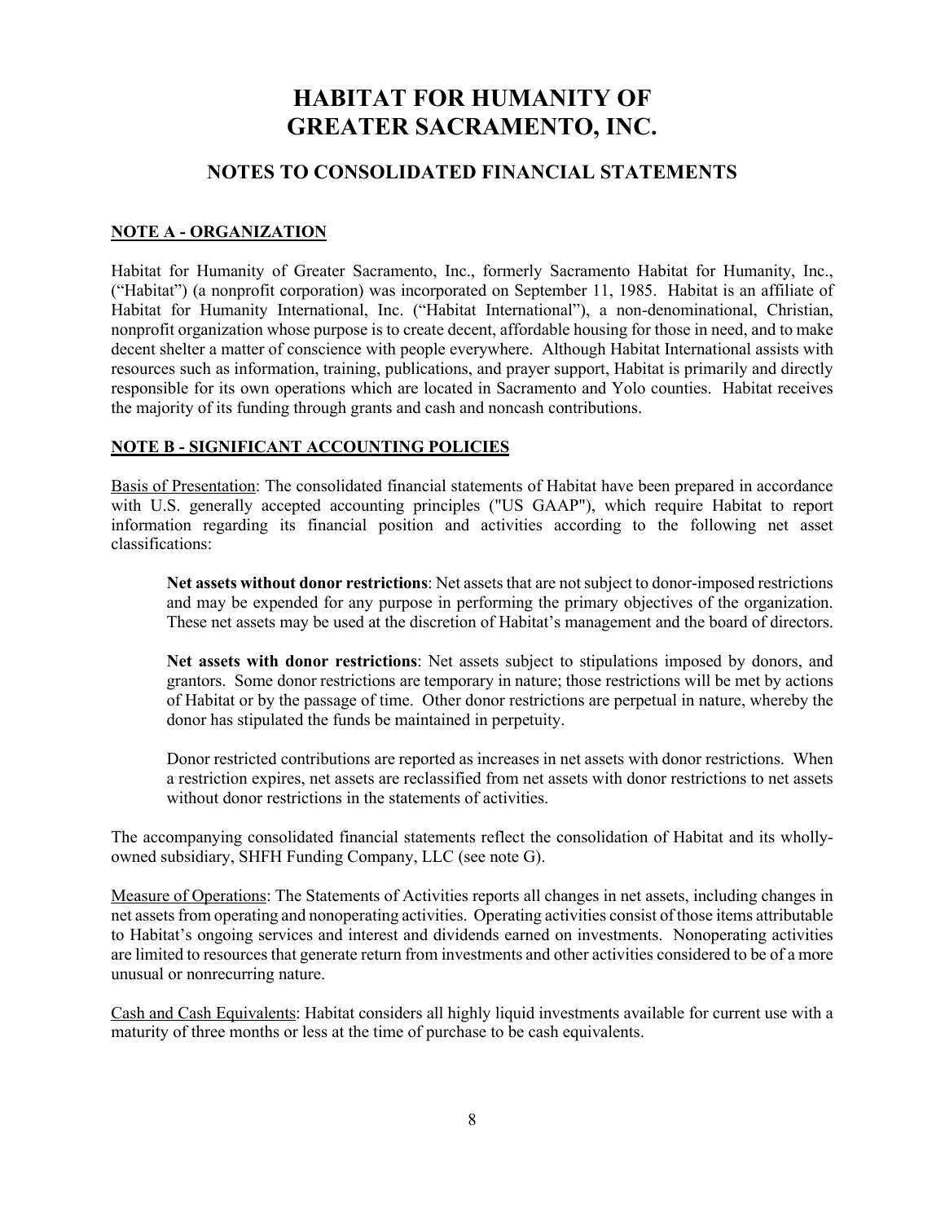# HABITAT FOR HUMANITY OF GREATER SACRAMENTO, INC.

## NOTES TO CONSOLIDATED FINANCIAL STATEMENTS

### NOTE A - ORGANIZATION

Habitat for Humanity of Greater Sacramento, Inc., formerly Sacramento Habitat for Humanity, Inc., ("Habitat") (a nonprofit corporation) was incorporated on September 11, 1985. Habitat is an affiliate of Habitat for Humanity International, Inc. ("Habitat International"), a non-denominational, Christian, nonprofit organization whose purpose is to create decent, affordable housing for those in need, and to make decent shelter a matter of conscience with people everywhere. Although Habitat International assists with resources such as information, training, publications, and prayer support, Habitat is primarily and directly responsible for its own operations which are located in Sacramento and Yolo counties. Habitat receives the majority of its funding through grants and cash and noncash contributions.

### NOTE B - SIGNIFICANT ACCOUNTING POLICIES

Basis of Presentation: The consolidated financial statements of Habitat have been prepared in accordance with U.S. generally accepted accounting principles ("US GAAP"), which require Habitat to report information regarding its financial position and activities according to the following net asset classifications:

> **Net assets without donor restrictions**: Net assets that are not subject to donor-imposed restrictions and may be expended for any purpose in performing the primary objectives of the organization. These net assets may be used at the discretion of Habitat's management and the board of directors.
>
> **Net assets with donor restrictions**: Net assets subject to stipulations imposed by donors, and grantors. Some donor restrictions are temporary in nature; those restrictions will be met by actions of Habitat or by the passage of time. Other donor restrictions are perpetual in nature, whereby the donor has stipulated the funds be maintained in perpetuity.
>
> Donor restricted contributions are reported as increases in net assets with donor restrictions. When a restriction expires, net assets are reclassified from net assets with donor restrictions to net assets without donor restrictions in the statements of activities.

The accompanying consolidated financial statements reflect the consolidation of Habitat and its wholly-owned subsidiary, SHFH Funding Company, LLC (see note G).

Measure of Operations: The Statements of Activities reports all changes in net assets, including changes in net assets from operating and nonoperating activities. Operating activities consist of those items attributable to Habitat's ongoing services and interest and dividends earned on investments. Nonoperating activities are limited to resources that generate return from investments and other activities considered to be of a more unusual or nonrecurring nature.

Cash and Cash Equivalents: Habitat considers all highly liquid investments available for current use with a maturity of three months or less at the time of purchase to be cash equivalents.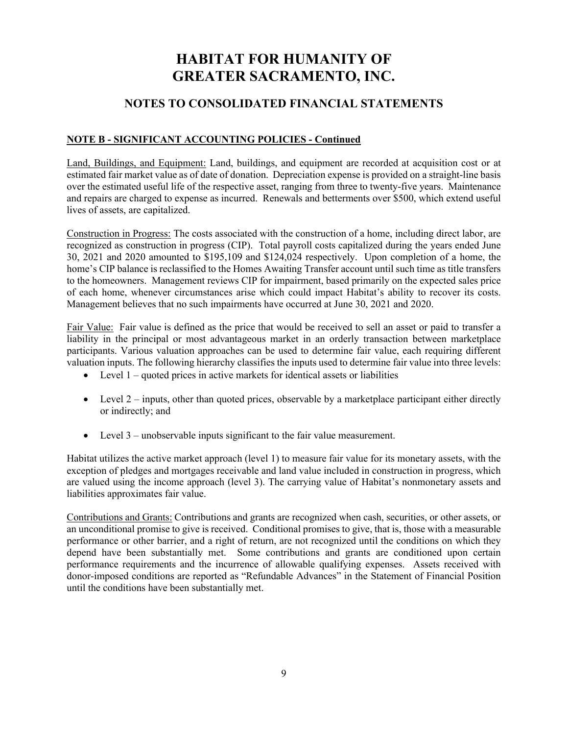# HABITAT FOR HUMANITY OF GREATER SACRAMENTO, INC.

## NOTES TO CONSOLIDATED FINANCIAL STATEMENTS

### NOTE B - SIGNIFICANT ACCOUNTING POLICIES - Continued

Land, Buildings, and Equipment: Land, buildings, and equipment are recorded at acquisition cost or at estimated fair market value as of date of donation. Depreciation expense is provided on a straight-line basis over the estimated useful life of the respective asset, ranging from three to twenty-five years. Maintenance and repairs are charged to expense as incurred. Renewals and betterments over $500, which extend useful lives of assets, are capitalized.

Construction in Progress: The costs associated with the construction of a home, including direct labor, are recognized as construction in progress (CIP). Total payroll costs capitalized during the years ended June 30, 2021 and 2020 amounted to $195,109 and $124,024 respectively. Upon completion of a home, the home's CIP balance is reclassified to the Homes Awaiting Transfer account until such time as title transfers to the homeowners. Management reviews CIP for impairment, based primarily on the expected sales price of each home, whenever circumstances arise which could impact Habitat's ability to recover its costs. Management believes that no such impairments have occurred at June 30, 2021 and 2020.

Fair Value: Fair value is defined as the price that would be received to sell an asset or paid to transfer a liability in the principal or most advantageous market in an orderly transaction between marketplace participants. Various valuation approaches can be used to determine fair value, each requiring different valuation inputs. The following hierarchy classifies the inputs used to determine fair value into three levels:

- Level 1 – quoted prices in active markets for identical assets or liabilities
- Level 2 – inputs, other than quoted prices, observable by a marketplace participant either directly or indirectly; and
- Level 3 – unobservable inputs significant to the fair value measurement.

Habitat utilizes the active market approach (level 1) to measure fair value for its monetary assets, with the exception of pledges and mortgages receivable and land value included in construction in progress, which are valued using the income approach (level 3). The carrying value of Habitat's nonmonetary assets and liabilities approximates fair value.

Contributions and Grants: Contributions and grants are recognized when cash, securities, or other assets, or an unconditional promise to give is received. Conditional promises to give, that is, those with a measurable performance or other barrier, and a right of return, are not recognized until the conditions on which they depend have been substantially met. Some contributions and grants are conditioned upon certain performance requirements and the incurrence of allowable qualifying expenses. Assets received with donor-imposed conditions are reported as "Refundable Advances" in the Statement of Financial Position until the conditions have been substantially met.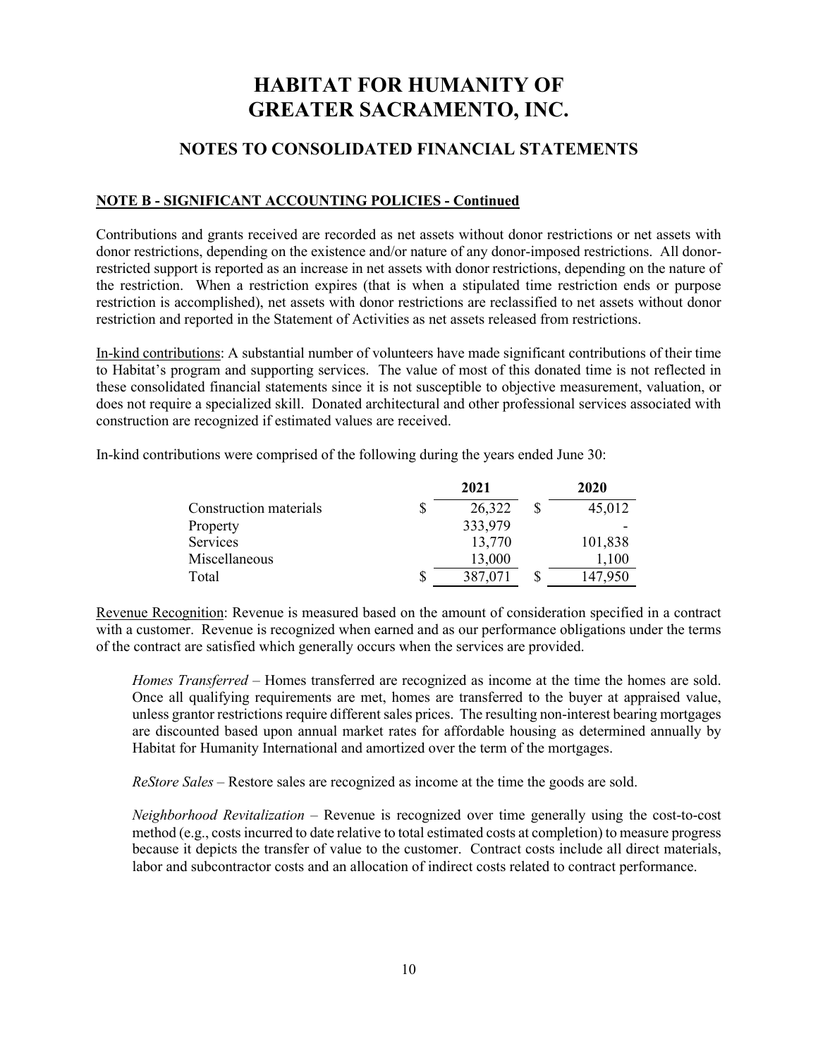# HABITAT FOR HUMANITY OF GREATER SACRAMENTO, INC.

## NOTES TO CONSOLIDATED FINANCIAL STATEMENTS

**NOTE B - SIGNIFICANT ACCOUNTING POLICIES - Continued**

Contributions and grants received are recorded as net assets without donor restrictions or net assets with donor restrictions, depending on the existence and/or nature of any donor-imposed restrictions. All donor-restricted support is reported as an increase in net assets with donor restrictions, depending on the nature of the restriction. When a restriction expires (that is when a stipulated time restriction ends or purpose restriction is accomplished), net assets with donor restrictions are reclassified to net assets without donor restriction and reported in the Statement of Activities as net assets released from restrictions.

In-kind contributions: A substantial number of volunteers have made significant contributions of their time to Habitat's program and supporting services. The value of most of this donated time is not reflected in these consolidated financial statements since it is not susceptible to objective measurement, valuation, or does not require a specialized skill. Donated architectural and other professional services associated with construction are recognized if estimated values are received.

In-kind contributions were comprised of the following during the years ended June 30:

| | 2021 | 2020 |
|---|---|---|
| Construction materials | $ 26,322 | $ 45,012 |
| Property | 333,979 | - |
| Services | 13,770 | 101,838 |
| Miscellaneous | 13,000 | 1,100 |
| Total | $ 387,071 | $ 147,950 |

Revenue Recognition: Revenue is measured based on the amount of consideration specified in a contract with a customer. Revenue is recognized when earned and as our performance obligations under the terms of the contract are satisfied which generally occurs when the services are provided.

*Homes Transferred* – Homes transferred are recognized as income at the time the homes are sold. Once all qualifying requirements are met, homes are transferred to the buyer at appraised value, unless grantor restrictions require different sales prices. The resulting non-interest bearing mortgages are discounted based upon annual market rates for affordable housing as determined annually by Habitat for Humanity International and amortized over the term of the mortgages.

*ReStore Sales* – Restore sales are recognized as income at the time the goods are sold.

*Neighborhood Revitalization* – Revenue is recognized over time generally using the cost-to-cost method (e.g., costs incurred to date relative to total estimated costs at completion) to measure progress because it depicts the transfer of value to the customer. Contract costs include all direct materials, labor and subcontractor costs and an allocation of indirect costs related to contract performance.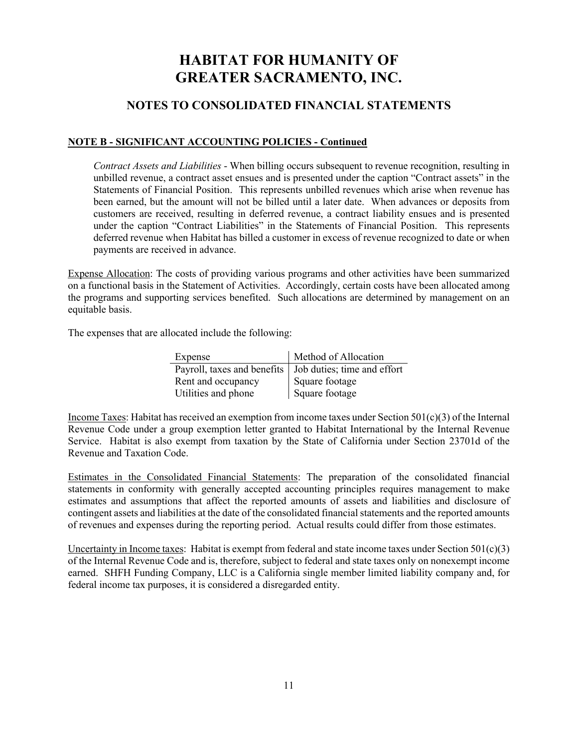# HABITAT FOR HUMANITY OF GREATER SACRAMENTO, INC.

## NOTES TO CONSOLIDATED FINANCIAL STATEMENTS

**NOTE B - SIGNIFICANT ACCOUNTING POLICIES - Continued**

*Contract Assets and Liabilities* - When billing occurs subsequent to revenue recognition, resulting in unbilled revenue, a contract asset ensues and is presented under the caption "Contract assets" in the Statements of Financial Position. This represents unbilled revenues which arise when revenue has been earned, but the amount will not be billed until a later date. When advances or deposits from customers are received, resulting in deferred revenue, a contract liability ensues and is presented under the caption "Contract Liabilities" in the Statements of Financial Position. This represents deferred revenue when Habitat has billed a customer in excess of revenue recognized to date or when payments are received in advance.

Expense Allocation: The costs of providing various programs and other activities have been summarized on a functional basis in the Statement of Activities. Accordingly, certain costs have been allocated among the programs and supporting services benefited. Such allocations are determined by management on an equitable basis.

The expenses that are allocated include the following:

| Expense | Method of Allocation |
|---|---|
| Payroll, taxes and benefits | Job duties; time and effort |
| Rent and occupancy | Square footage |
| Utilities and phone | Square footage |

Income Taxes: Habitat has received an exemption from income taxes under Section 501(c)(3) of the Internal Revenue Code under a group exemption letter granted to Habitat International by the Internal Revenue Service. Habitat is also exempt from taxation by the State of California under Section 23701d of the Revenue and Taxation Code.

Estimates in the Consolidated Financial Statements: The preparation of the consolidated financial statements in conformity with generally accepted accounting principles requires management to make estimates and assumptions that affect the reported amounts of assets and liabilities and disclosure of contingent assets and liabilities at the date of the consolidated financial statements and the reported amounts of revenues and expenses during the reporting period. Actual results could differ from those estimates.

Uncertainty in Income taxes: Habitat is exempt from federal and state income taxes under Section 501(c)(3) of the Internal Revenue Code and is, therefore, subject to federal and state taxes only on nonexempt income earned. SHFH Funding Company, LLC is a California single member limited liability company and, for federal income tax purposes, it is considered a disregarded entity.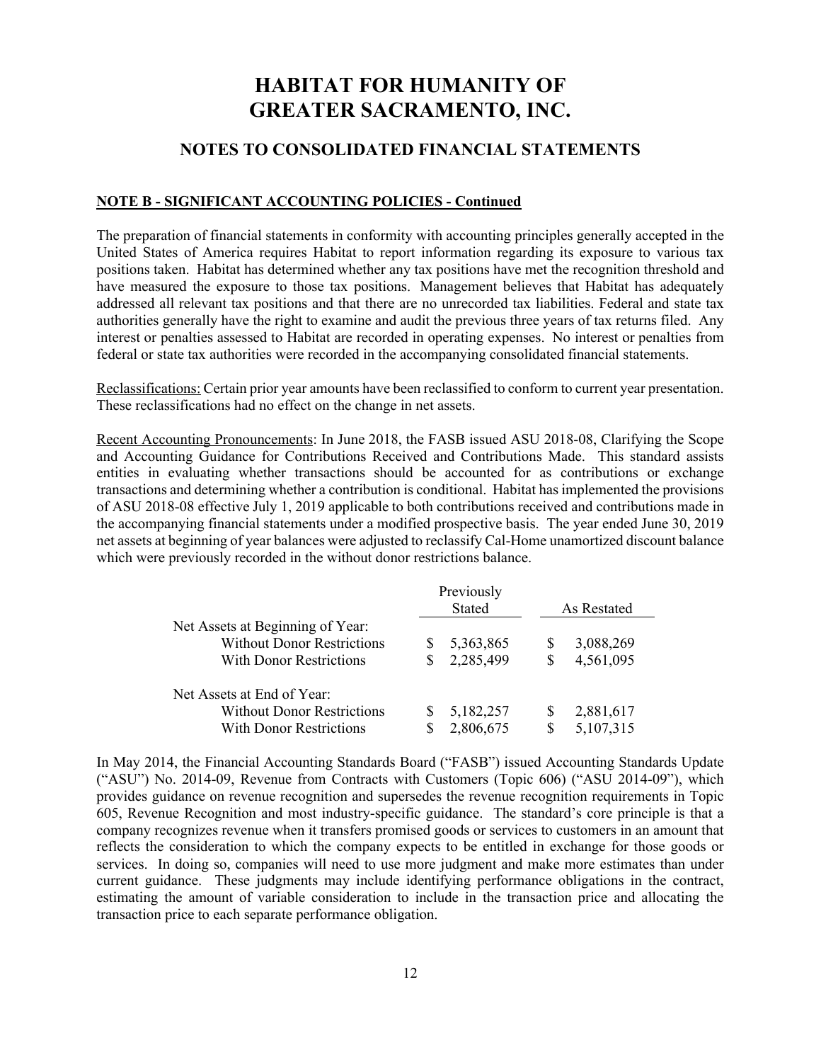# HABITAT FOR HUMANITY OF GREATER SACRAMENTO, INC.

## NOTES TO CONSOLIDATED FINANCIAL STATEMENTS

**NOTE B - SIGNIFICANT ACCOUNTING POLICIES - Continued**

The preparation of financial statements in conformity with accounting principles generally accepted in the United States of America requires Habitat to report information regarding its exposure to various tax positions taken. Habitat has determined whether any tax positions have met the recognition threshold and have measured the exposure to those tax positions. Management believes that Habitat has adequately addressed all relevant tax positions and that there are no unrecorded tax liabilities. Federal and state tax authorities generally have the right to examine and audit the previous three years of tax returns filed. Any interest or penalties assessed to Habitat are recorded in operating expenses. No interest or penalties from federal or state tax authorities were recorded in the accompanying consolidated financial statements.

Reclassifications: Certain prior year amounts have been reclassified to conform to current year presentation. These reclassifications had no effect on the change in net assets.

Recent Accounting Pronouncements: In June 2018, the FASB issued ASU 2018-08, Clarifying the Scope and Accounting Guidance for Contributions Received and Contributions Made. This standard assists entities in evaluating whether transactions should be accounted for as contributions or exchange transactions and determining whether a contribution is conditional. Habitat has implemented the provisions of ASU 2018-08 effective July 1, 2019 applicable to both contributions received and contributions made in the accompanying financial statements under a modified prospective basis. The year ended June 30, 2019 net assets at beginning of year balances were adjusted to reclassify Cal-Home unamortized discount balance which were previously recorded in the without donor restrictions balance.

| | Previously Stated | As Restated |
|---|---|---|
| Net Assets at Beginning of Year: | | |
| Without Donor Restrictions | $ 5,363,865 | $ 3,088,269 |
| With Donor Restrictions | $ 2,285,499 | $ 4,561,095 |
| Net Assets at End of Year: | | |
| Without Donor Restrictions | $ 5,182,257 | $ 2,881,617 |
| With Donor Restrictions | $ 2,806,675 | $ 5,107,315 |

In May 2014, the Financial Accounting Standards Board ("FASB") issued Accounting Standards Update ("ASU") No. 2014-09, Revenue from Contracts with Customers (Topic 606) ("ASU 2014-09"), which provides guidance on revenue recognition and supersedes the revenue recognition requirements in Topic 605, Revenue Recognition and most industry-specific guidance. The standard's core principle is that a company recognizes revenue when it transfers promised goods or services to customers in an amount that reflects the consideration to which the company expects to be entitled in exchange for those goods or services. In doing so, companies will need to use more judgment and make more estimates than under current guidance. These judgments may include identifying performance obligations in the contract, estimating the amount of variable consideration to include in the transaction price and allocating the transaction price to each separate performance obligation.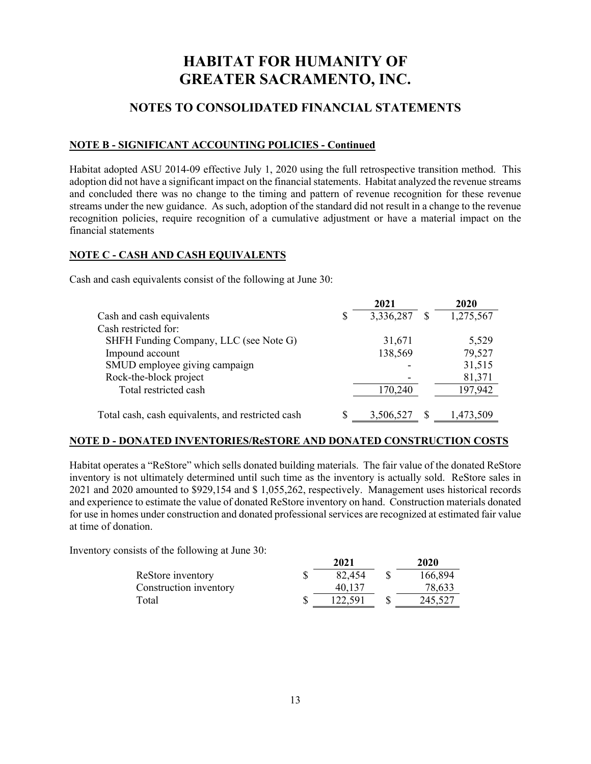# HABITAT FOR HUMANITY OF GREATER SACRAMENTO, INC.

## NOTES TO CONSOLIDATED FINANCIAL STATEMENTS

### NOTE B - SIGNIFICANT ACCOUNTING POLICIES - Continued

Habitat adopted ASU 2014-09 effective July 1, 2020 using the full retrospective transition method. This adoption did not have a significant impact on the financial statements. Habitat analyzed the revenue streams and concluded there was no change to the timing and pattern of revenue recognition for these revenue streams under the new guidance. As such, adoption of the standard did not result in a change to the revenue recognition policies, require recognition of a cumulative adjustment or have a material impact on the financial statements

### NOTE C - CASH AND CASH EQUIVALENTS

Cash and cash equivalents consist of the following at June 30:

| | 2021 | 2020 |
|---|---|---|
| Cash and cash equivalents | $ 3,336,287 | $ 1,275,567 |
| Cash restricted for: | | |
| SHFH Funding Company, LLC (see Note G) | 31,671 | 5,529 |
| Impound account | 138,569 | 79,527 |
| SMUD employee giving campaign | - | 31,515 |
| Rock-the-block project | - | 81,371 |
| Total restricted cash | 170,240 | 197,942 |
| Total cash, cash equivalents, and restricted cash | $ 3,506,527 | $ 1,473,509 |

### NOTE D - DONATED INVENTORIES/ReSTORE AND DONATED CONSTRUCTION COSTS

Habitat operates a "ReStore" which sells donated building materials. The fair value of the donated ReStore inventory is not ultimately determined until such time as the inventory is actually sold. ReStore sales in 2021 and 2020 amounted to $929,154 and $ 1,055,262, respectively. Management uses historical records and experience to estimate the value of donated ReStore inventory on hand. Construction materials donated for use in homes under construction and donated professional services are recognized at estimated fair value at time of donation.

Inventory consists of the following at June 30:

| | 2021 | 2020 |
|---|---|---|
| ReStore inventory | $ 82,454 | $ 166,894 |
| Construction inventory | 40,137 | 78,633 |
| Total | $ 122,591 | $ 245,527 |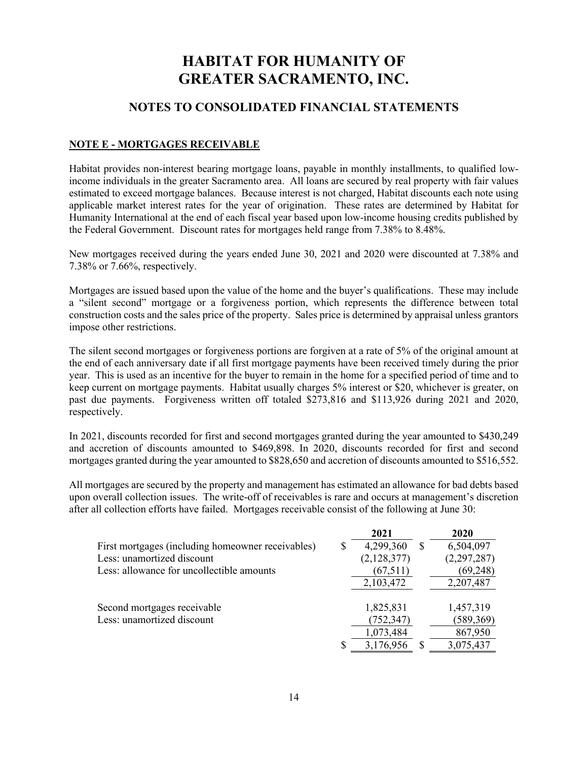# HABITAT FOR HUMANITY OF GREATER SACRAMENTO, INC.

## NOTES TO CONSOLIDATED FINANCIAL STATEMENTS

**NOTE E - MORTGAGES RECEIVABLE**

Habitat provides non-interest bearing mortgage loans, payable in monthly installments, to qualified low-income individuals in the greater Sacramento area. All loans are secured by real property with fair values estimated to exceed mortgage balances. Because interest is not charged, Habitat discounts each note using applicable market interest rates for the year of origination. These rates are determined by Habitat for Humanity International at the end of each fiscal year based upon low-income housing credits published by the Federal Government. Discount rates for mortgages held range from 7.38% to 8.48%.

New mortgages received during the years ended June 30, 2021 and 2020 were discounted at 7.38% and 7.38% or 7.66%, respectively.

Mortgages are issued based upon the value of the home and the buyer's qualifications. These may include a "silent second" mortgage or a forgiveness portion, which represents the difference between total construction costs and the sales price of the property. Sales price is determined by appraisal unless grantors impose other restrictions.

The silent second mortgages or forgiveness portions are forgiven at a rate of 5% of the original amount at the end of each anniversary date if all first mortgage payments have been received timely during the prior year. This is used as an incentive for the buyer to remain in the home for a specified period of time and to keep current on mortgage payments. Habitat usually charges 5% interest or $20, whichever is greater, on past due payments. Forgiveness written off totaled $273,816 and $113,926 during 2021 and 2020, respectively.

In 2021, discounts recorded for first and second mortgages granted during the year amounted to $430,249 and accretion of discounts amounted to $469,898. In 2020, discounts recorded for first and second mortgages granted during the year amounted to $828,650 and accretion of discounts amounted to $516,552.

All mortgages are secured by the property and management has estimated an allowance for bad debts based upon overall collection issues. The write-off of receivables is rare and occurs at management's discretion after all collection efforts have failed. Mortgages receivable consist of the following at June 30:

| | 2021 | 2020 |
|---|---|---|
| First mortgages (including homeowner receivables) | $ 4,299,360 | $ 6,504,097 |
| Less: unamortized discount | (2,128,377) | (2,297,287) |
| Less: allowance for uncollectible amounts | (67,511) | (69,248) |
| | 2,103,472 | 2,207,487 |
| Second mortgages receivable | 1,825,831 | 1,457,319 |
| Less: unamortized discount | (752,347) | (589,369) |
| | 1,073,484 | 867,950 |
| | $ 3,176,956 | $ 3,075,437 |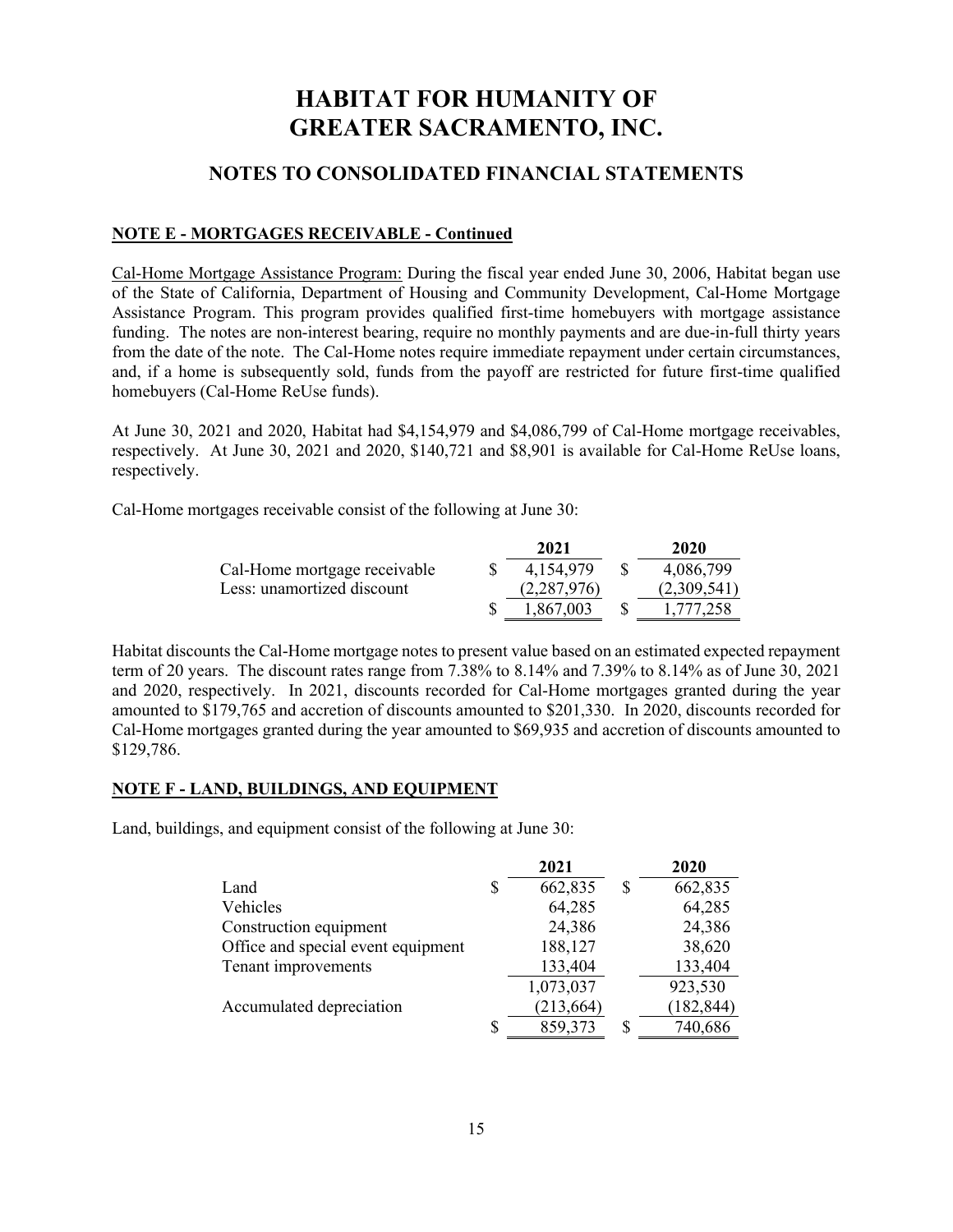# HABITAT FOR HUMANITY OF GREATER SACRAMENTO, INC.

## NOTES TO CONSOLIDATED FINANCIAL STATEMENTS

**NOTE E - MORTGAGES RECEIVABLE - Continued**

Cal-Home Mortgage Assistance Program: During the fiscal year ended June 30, 2006, Habitat began use of the State of California, Department of Housing and Community Development, Cal-Home Mortgage Assistance Program. This program provides qualified first-time homebuyers with mortgage assistance funding. The notes are non-interest bearing, require no monthly payments and are due-in-full thirty years from the date of the note. The Cal-Home notes require immediate repayment under certain circumstances, and, if a home is subsequently sold, funds from the payoff are restricted for future first-time qualified homebuyers (Cal-Home ReUse funds).

At June 30, 2021 and 2020, Habitat had $4,154,979 and $4,086,799 of Cal-Home mortgage receivables, respectively. At June 30, 2021 and 2020, $140,721 and $8,901 is available for Cal-Home ReUse loans, respectively.

Cal-Home mortgages receivable consist of the following at June 30:

| | 2021 | 2020 |
|---|---|---|
| Cal-Home mortgage receivable | $ 4,154,979 | $ 4,086,799 |
| Less: unamortized discount | (2,287,976) | (2,309,541) |
| | $ 1,867,003 | $ 1,777,258 |

Habitat discounts the Cal-Home mortgage notes to present value based on an estimated expected repayment term of 20 years. The discount rates range from 7.38% to 8.14% and 7.39% to 8.14% as of June 30, 2021 and 2020, respectively. In 2021, discounts recorded for Cal-Home mortgages granted during the year amounted to $179,765 and accretion of discounts amounted to $201,330. In 2020, discounts recorded for Cal-Home mortgages granted during the year amounted to $69,935 and accretion of discounts amounted to $129,786.

**NOTE F - LAND, BUILDINGS, AND EQUIPMENT**

Land, buildings, and equipment consist of the following at June 30:

| | 2021 | 2020 |
|---|---|---|
| Land | $ 662,835 | $ 662,835 |
| Vehicles | 64,285 | 64,285 |
| Construction equipment | 24,386 | 24,386 |
| Office and special event equipment | 188,127 | 38,620 |
| Tenant improvements | 133,404 | 133,404 |
| | 1,073,037 | 923,530 |
| Accumulated depreciation | (213,664) | (182,844) |
| | $ 859,373 | $ 740,686 |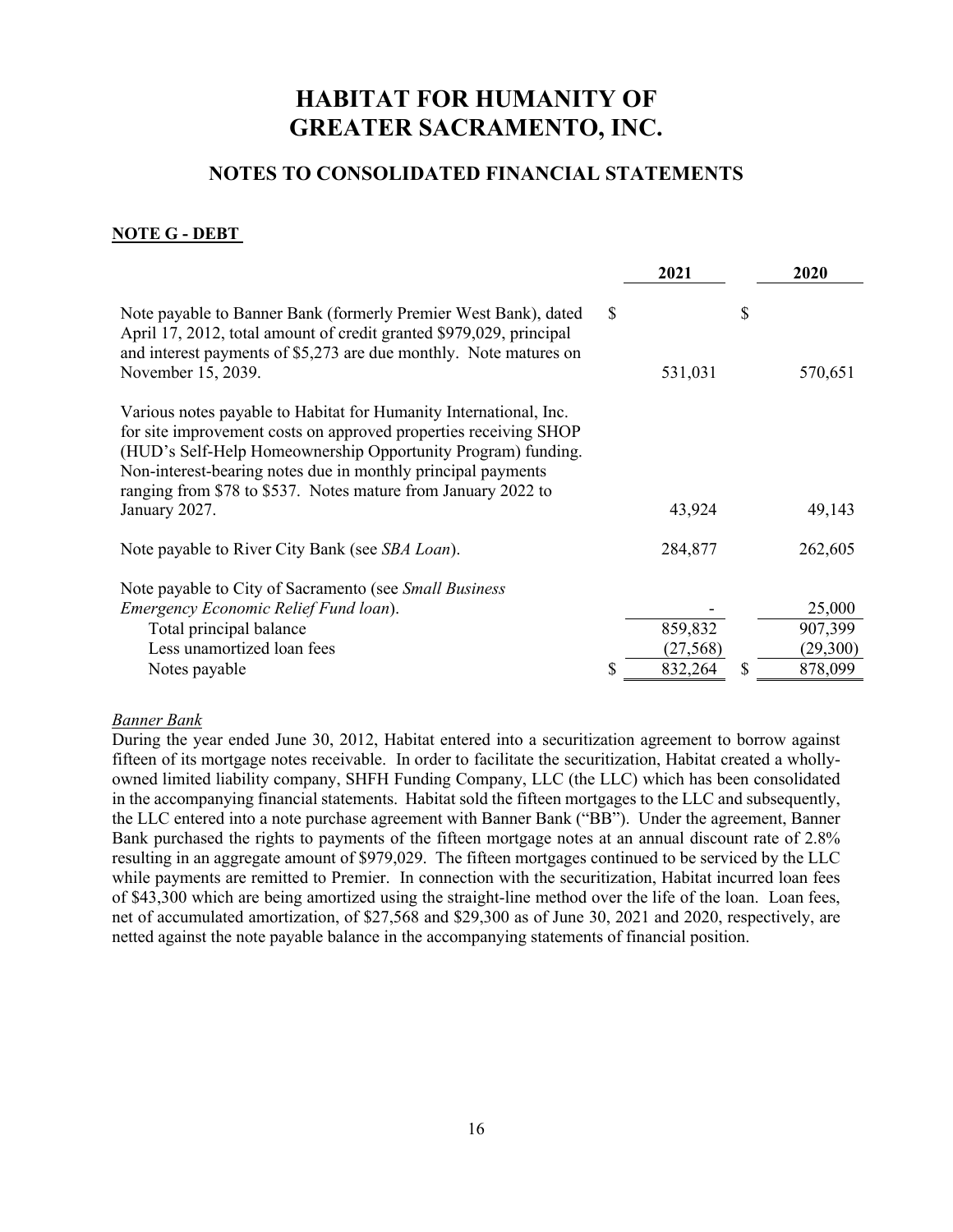# HABITAT FOR HUMANITY OF GREATER SACRAMENTO, INC.

## NOTES TO CONSOLIDATED FINANCIAL STATEMENTS

### NOTE G - DEBT

| | 2021 | 2020 |
|---|---|---|
| Note payable to Banner Bank (formerly Premier West Bank), dated April 17, 2012, total amount of credit granted $979,029, principal and interest payments of $5,273 are due monthly. Note matures on November 15, 2039. | $ 531,031 | $ 570,651 |
| Various notes payable to Habitat for Humanity International, Inc. for site improvement costs on approved properties receiving SHOP (HUD's Self-Help Homeownership Opportunity Program) funding. Non-interest-bearing notes due in monthly principal payments ranging from $78 to $537. Notes mature from January 2022 to January 2027. | 43,924 | 49,143 |
| Note payable to River City Bank (see *SBA Loan*). | 284,877 | 262,605 |
| Note payable to City of Sacramento (see *Small Business Emergency Economic Relief Fund loan*). | - | 25,000 |
| Total principal balance | 859,832 | 907,399 |
| Less unamortized loan fees | (27,568) | (29,300) |
| Notes payable | $ 832,264 | $ 878,099 |

*Banner Bank*

During the year ended June 30, 2012, Habitat entered into a securitization agreement to borrow against fifteen of its mortgage notes receivable. In order to facilitate the securitization, Habitat created a wholly-owned limited liability company, SHFH Funding Company, LLC (the LLC) which has been consolidated in the accompanying financial statements. Habitat sold the fifteen mortgages to the LLC and subsequently, the LLC entered into a note purchase agreement with Banner Bank ("BB"). Under the agreement, Banner Bank purchased the rights to payments of the fifteen mortgage notes at an annual discount rate of 2.8% resulting in an aggregate amount of $979,029. The fifteen mortgages continued to be serviced by the LLC while payments are remitted to Premier. In connection with the securitization, Habitat incurred loan fees of $43,300 which are being amortized using the straight-line method over the life of the loan. Loan fees, net of accumulated amortization, of $27,568 and $29,300 as of June 30, 2021 and 2020, respectively, are netted against the note payable balance in the accompanying statements of financial position.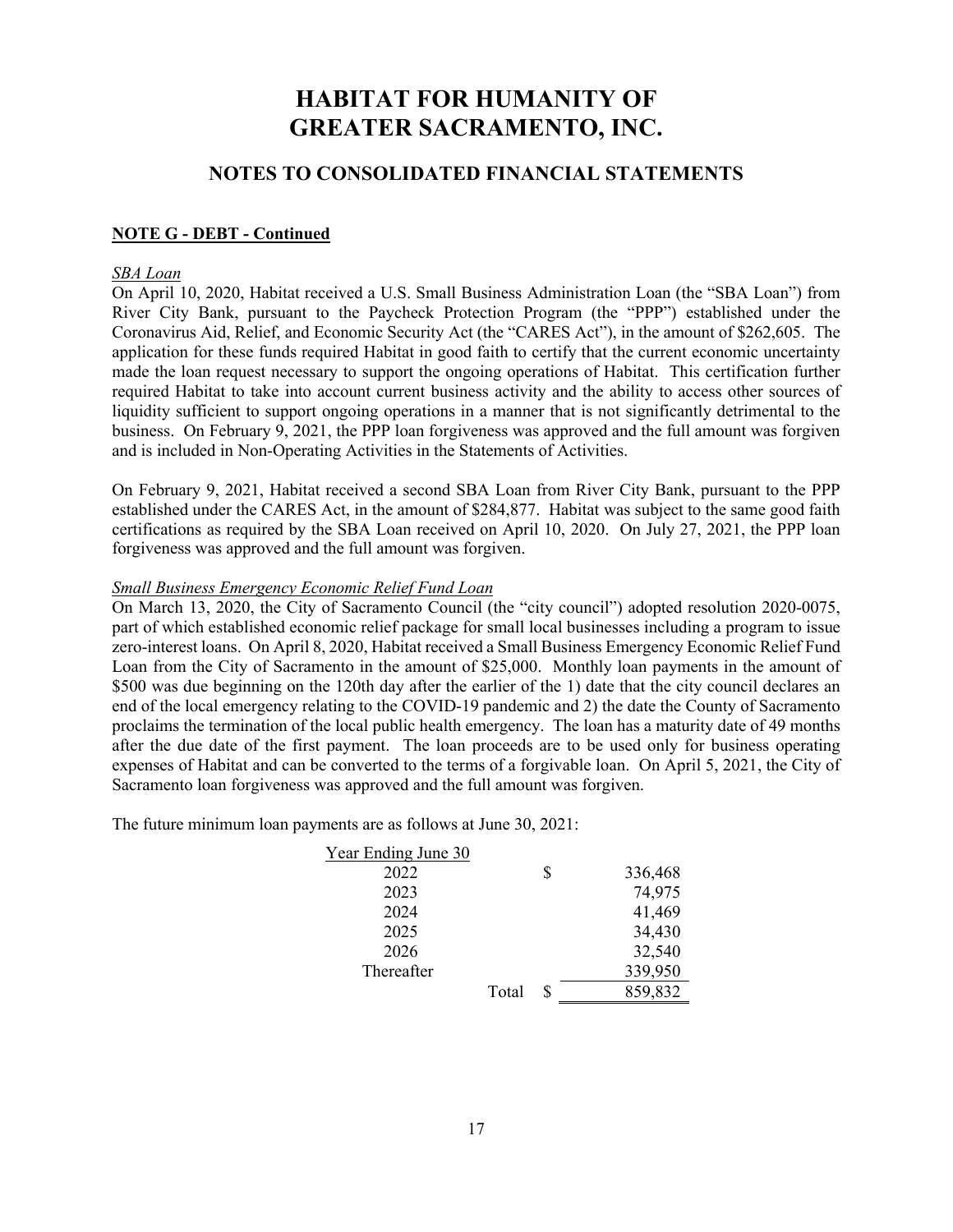# HABITAT FOR HUMANITY OF GREATER SACRAMENTO, INC.

## NOTES TO CONSOLIDATED FINANCIAL STATEMENTS

**NOTE G - DEBT - Continued**

*SBA Loan*

On April 10, 2020, Habitat received a U.S. Small Business Administration Loan (the "SBA Loan") from River City Bank, pursuant to the Paycheck Protection Program (the "PPP") established under the Coronavirus Aid, Relief, and Economic Security Act (the "CARES Act"), in the amount of $262,605. The application for these funds required Habitat in good faith to certify that the current economic uncertainty made the loan request necessary to support the ongoing operations of Habitat. This certification further required Habitat to take into account current business activity and the ability to access other sources of liquidity sufficient to support ongoing operations in a manner that is not significantly detrimental to the business. On February 9, 2021, the PPP loan forgiveness was approved and the full amount was forgiven and is included in Non-Operating Activities in the Statements of Activities.

On February 9, 2021, Habitat received a second SBA Loan from River City Bank, pursuant to the PPP established under the CARES Act, in the amount of $284,877. Habitat was subject to the same good faith certifications as required by the SBA Loan received on April 10, 2020. On July 27, 2021, the PPP loan forgiveness was approved and the full amount was forgiven.

*Small Business Emergency Economic Relief Fund Loan*

On March 13, 2020, the City of Sacramento Council (the "city council") adopted resolution 2020-0075, part of which established economic relief package for small local businesses including a program to issue zero-interest loans. On April 8, 2020, Habitat received a Small Business Emergency Economic Relief Fund Loan from the City of Sacramento in the amount of $25,000. Monthly loan payments in the amount of $500 was due beginning on the 120th day after the earlier of the 1) date that the city council declares an end of the local emergency relating to the COVID-19 pandemic and 2) the date the County of Sacramento proclaims the termination of the local public health emergency. The loan has a maturity date of 49 months after the due date of the first payment. The loan proceeds are to be used only for business operating expenses of Habitat and can be converted to the terms of a forgivable loan. On April 5, 2021, the City of Sacramento loan forgiveness was approved and the full amount was forgiven.

The future minimum loan payments are as follows at June 30, 2021:

| Year Ending June 30 | | |
|---|---|---|
| 2022 | | $ 336,468 |
| 2023 | | 74,975 |
| 2024 | | 41,469 |
| 2025 | | 34,430 |
| 2026 | | 32,540 |
| Thereafter | | 339,950 |
| | Total | $ 859,832 |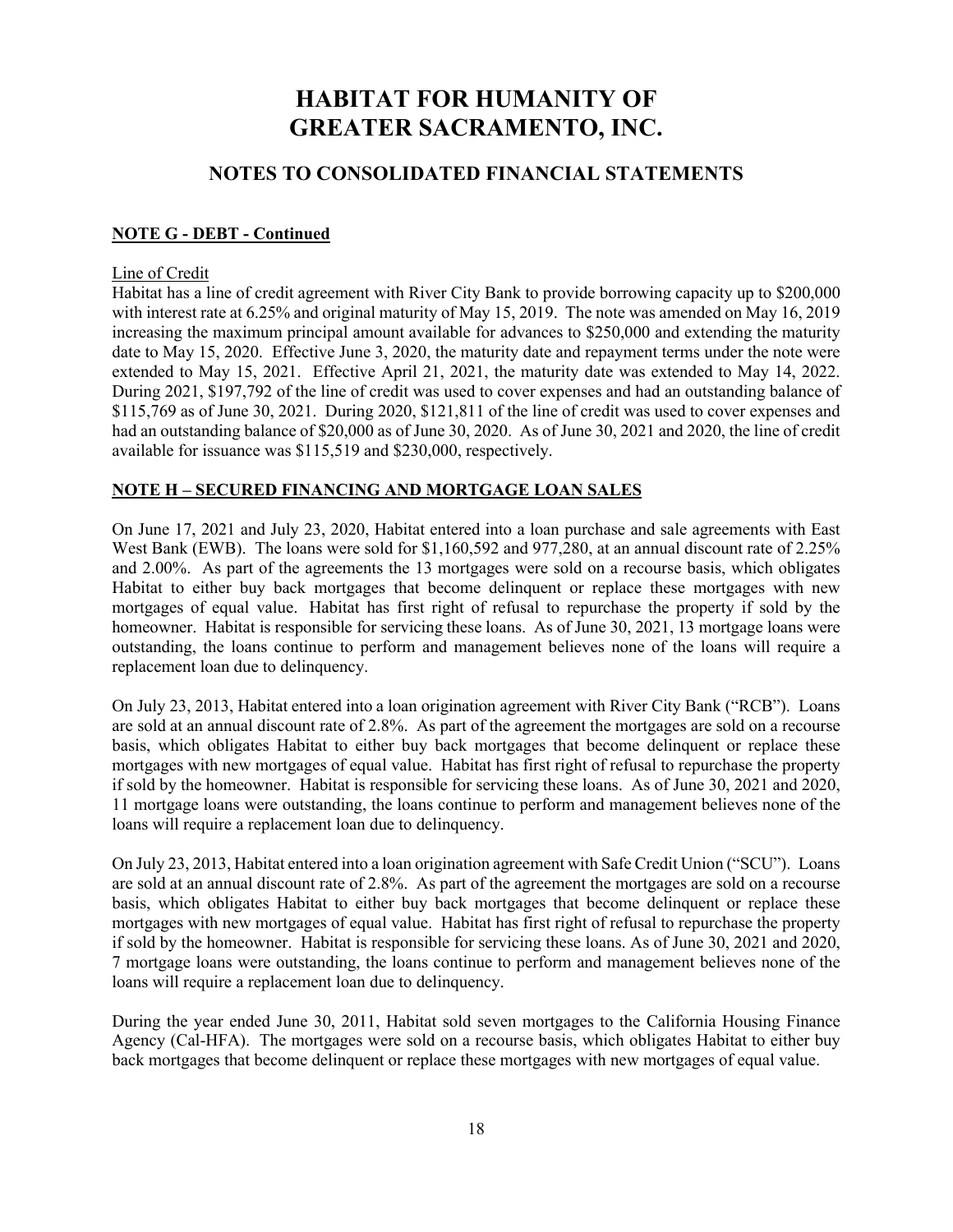# HABITAT FOR HUMANITY OF GREATER SACRAMENTO, INC.

## NOTES TO CONSOLIDATED FINANCIAL STATEMENTS

### NOTE G - DEBT - Continued

Line of Credit

Habitat has a line of credit agreement with River City Bank to provide borrowing capacity up to $200,000 with interest rate at 6.25% and original maturity of May 15, 2019. The note was amended on May 16, 2019 increasing the maximum principal amount available for advances to $250,000 and extending the maturity date to May 15, 2020. Effective June 3, 2020, the maturity date and repayment terms under the note were extended to May 15, 2021. Effective April 21, 2021, the maturity date was extended to May 14, 2022. During 2021, $197,792 of the line of credit was used to cover expenses and had an outstanding balance of $115,769 as of June 30, 2021. During 2020, $121,811 of the line of credit was used to cover expenses and had an outstanding balance of $20,000 as of June 30, 2020. As of June 30, 2021 and 2020, the line of credit available for issuance was $115,519 and $230,000, respectively.

### NOTE H – SECURED FINANCING AND MORTGAGE LOAN SALES

On June 17, 2021 and July 23, 2020, Habitat entered into a loan purchase and sale agreements with East West Bank (EWB). The loans were sold for $1,160,592 and 977,280, at an annual discount rate of 2.25% and 2.00%. As part of the agreements the 13 mortgages were sold on a recourse basis, which obligates Habitat to either buy back mortgages that become delinquent or replace these mortgages with new mortgages of equal value. Habitat has first right of refusal to repurchase the property if sold by the homeowner. Habitat is responsible for servicing these loans. As of June 30, 2021, 13 mortgage loans were outstanding, the loans continue to perform and management believes none of the loans will require a replacement loan due to delinquency.

On July 23, 2013, Habitat entered into a loan origination agreement with River City Bank ("RCB"). Loans are sold at an annual discount rate of 2.8%. As part of the agreement the mortgages are sold on a recourse basis, which obligates Habitat to either buy back mortgages that become delinquent or replace these mortgages with new mortgages of equal value. Habitat has first right of refusal to repurchase the property if sold by the homeowner. Habitat is responsible for servicing these loans. As of June 30, 2021 and 2020, 11 mortgage loans were outstanding, the loans continue to perform and management believes none of the loans will require a replacement loan due to delinquency.

On July 23, 2013, Habitat entered into a loan origination agreement with Safe Credit Union ("SCU"). Loans are sold at an annual discount rate of 2.8%. As part of the agreement the mortgages are sold on a recourse basis, which obligates Habitat to either buy back mortgages that become delinquent or replace these mortgages with new mortgages of equal value. Habitat has first right of refusal to repurchase the property if sold by the homeowner. Habitat is responsible for servicing these loans. As of June 30, 2021 and 2020, 7 mortgage loans were outstanding, the loans continue to perform and management believes none of the loans will require a replacement loan due to delinquency.

During the year ended June 30, 2011, Habitat sold seven mortgages to the California Housing Finance Agency (Cal-HFA). The mortgages were sold on a recourse basis, which obligates Habitat to either buy back mortgages that become delinquent or replace these mortgages with new mortgages of equal value.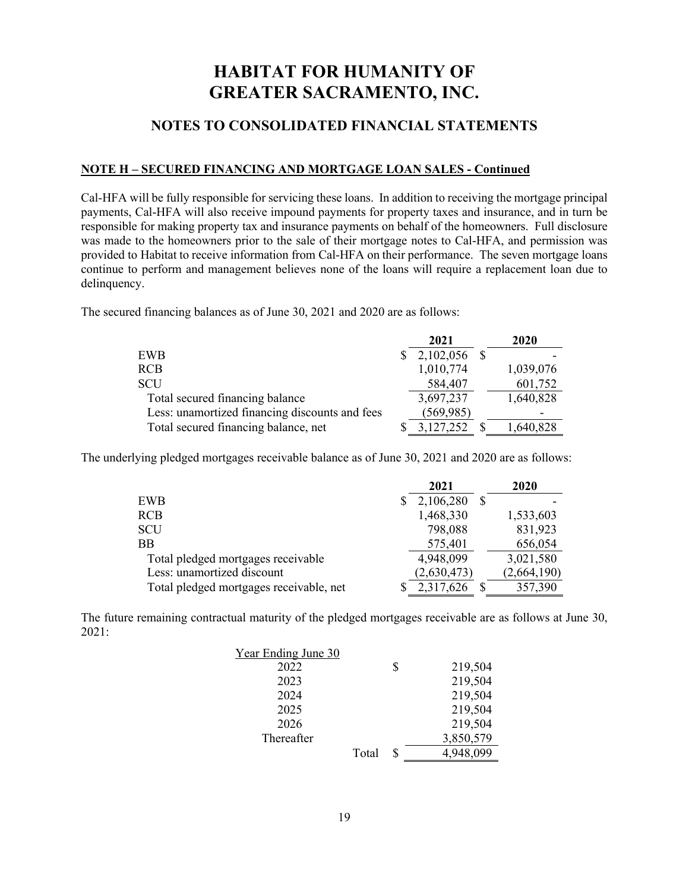# HABITAT FOR HUMANITY OF GREATER SACRAMENTO, INC.

## NOTES TO CONSOLIDATED FINANCIAL STATEMENTS

**NOTE H – SECURED FINANCING AND MORTGAGE LOAN SALES - Continued**

Cal-HFA will be fully responsible for servicing these loans. In addition to receiving the mortgage principal payments, Cal-HFA will also receive impound payments for property taxes and insurance, and in turn be responsible for making property tax and insurance payments on behalf of the homeowners. Full disclosure was made to the homeowners prior to the sale of their mortgage notes to Cal-HFA, and permission was provided to Habitat to receive information from Cal-HFA on their performance. The seven mortgage loans continue to perform and management believes none of the loans will require a replacement loan due to delinquency.

The secured financing balances as of June 30, 2021 and 2020 are as follows:

| | 2021 | 2020 |
|---|---|---|
| EWB | $ 2,102,056 | $ - |
| RCB | 1,010,774 | 1,039,076 |
| SCU | 584,407 | 601,752 |
| Total secured financing balance | 3,697,237 | 1,640,828 |
| Less: unamortized financing discounts and fees | (569,985) | - |
| Total secured financing balance, net | $ 3,127,252 | $ 1,640,828 |

The underlying pledged mortgages receivable balance as of June 30, 2021 and 2020 are as follows:

| | 2021 | 2020 |
|---|---|---|
| EWB | $ 2,106,280 | $ - |
| RCB | 1,468,330 | 1,533,603 |
| SCU | 798,088 | 831,923 |
| BB | 575,401 | 656,054 |
| Total pledged mortgages receivable | 4,948,099 | 3,021,580 |
| Less: unamortized discount | (2,630,473) | (2,664,190) |
| Total pledged mortgages receivable, net | $ 2,317,626 | $ 357,390 |

The future remaining contractual maturity of the pledged mortgages receivable are as follows at June 30, 2021:

| Year Ending June 30 | | |
|---|---|---|
| 2022 | | $ 219,504 |
| 2023 | | 219,504 |
| 2024 | | 219,504 |
| 2025 | | 219,504 |
| 2026 | | 219,504 |
| Thereafter | | 3,850,579 |
| | Total | $ 4,948,099 |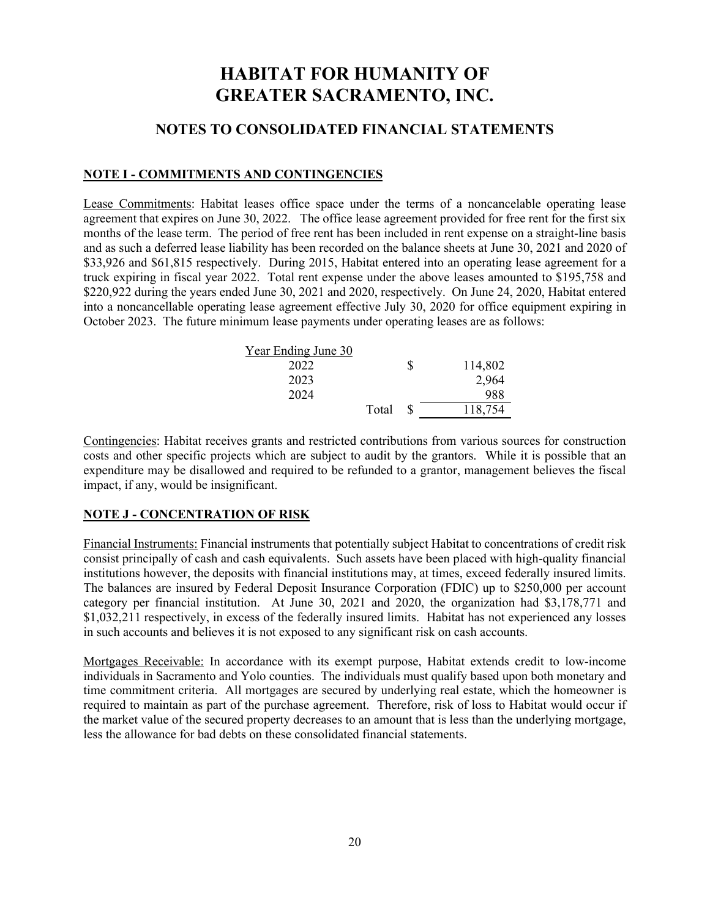# HABITAT FOR HUMANITY OF GREATER SACRAMENTO, INC.

## NOTES TO CONSOLIDATED FINANCIAL STATEMENTS

### NOTE I - COMMITMENTS AND CONTINGENCIES

Lease Commitments: Habitat leases office space under the terms of a noncancelable operating lease agreement that expires on June 30, 2022. The office lease agreement provided for free rent for the first six months of the lease term. The period of free rent has been included in rent expense on a straight-line basis and as such a deferred lease liability has been recorded on the balance sheets at June 30, 2021 and 2020 of $33,926 and $61,815 respectively. During 2015, Habitat entered into an operating lease agreement for a truck expiring in fiscal year 2022. Total rent expense under the above leases amounted to $195,758 and $220,922 during the years ended June 30, 2021 and 2020, respectively. On June 24, 2020, Habitat entered into a noncancellable operating lease agreement effective July 30, 2020 for office equipment expiring in October 2023. The future minimum lease payments under operating leases are as follows:

| Year Ending June 30 | | |
|---|---|---|
| 2022 | $ | 114,802 |
| 2023 | | 2,964 |
| 2024 | | 988 |
| Total | $ | 118,754 |

Contingencies: Habitat receives grants and restricted contributions from various sources for construction costs and other specific projects which are subject to audit by the grantors. While it is possible that an expenditure may be disallowed and required to be refunded to a grantor, management believes the fiscal impact, if any, would be insignificant.

### NOTE J - CONCENTRATION OF RISK

Financial Instruments: Financial instruments that potentially subject Habitat to concentrations of credit risk consist principally of cash and cash equivalents. Such assets have been placed with high-quality financial institutions however, the deposits with financial institutions may, at times, exceed federally insured limits. The balances are insured by Federal Deposit Insurance Corporation (FDIC) up to $250,000 per account category per financial institution. At June 30, 2021 and 2020, the organization had $3,178,771 and $1,032,211 respectively, in excess of the federally insured limits. Habitat has not experienced any losses in such accounts and believes it is not exposed to any significant risk on cash accounts.

Mortgages Receivable: In accordance with its exempt purpose, Habitat extends credit to low-income individuals in Sacramento and Yolo counties. The individuals must qualify based upon both monetary and time commitment criteria. All mortgages are secured by underlying real estate, which the homeowner is required to maintain as part of the purchase agreement. Therefore, risk of loss to Habitat would occur if the market value of the secured property decreases to an amount that is less than the underlying mortgage, less the allowance for bad debts on these consolidated financial statements.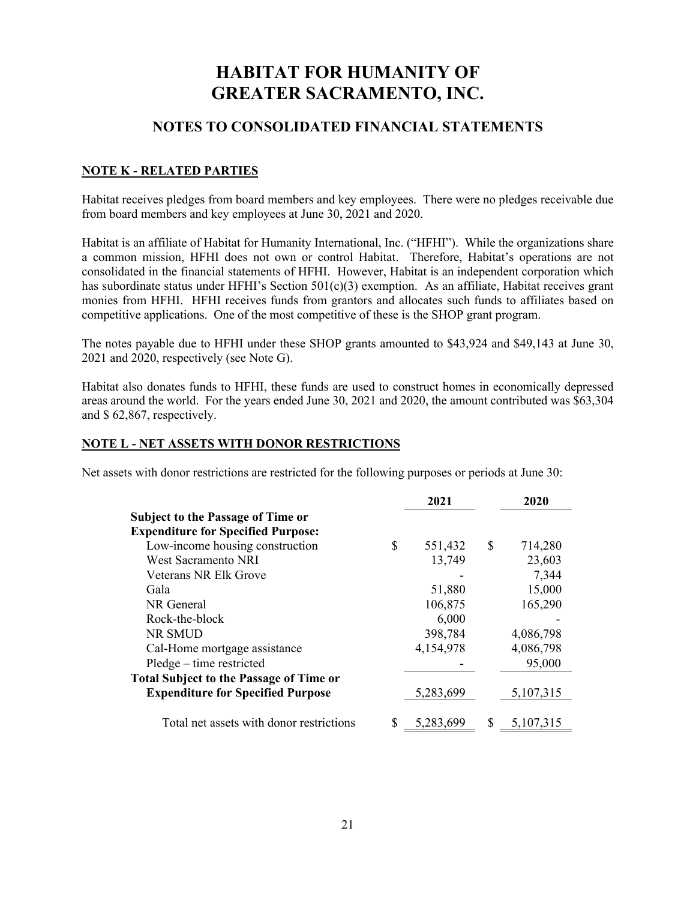# HABITAT FOR HUMANITY OF GREATER SACRAMENTO, INC.

## NOTES TO CONSOLIDATED FINANCIAL STATEMENTS

**NOTE K - RELATED PARTIES**

Habitat receives pledges from board members and key employees. There were no pledges receivable due from board members and key employees at June 30, 2021 and 2020.

Habitat is an affiliate of Habitat for Humanity International, Inc. ("HFHI"). While the organizations share a common mission, HFHI does not own or control Habitat. Therefore, Habitat's operations are not consolidated in the financial statements of HFHI. However, Habitat is an independent corporation which has subordinate status under HFHI's Section 501(c)(3) exemption. As an affiliate, Habitat receives grant monies from HFHI. HFHI receives funds from grantors and allocates such funds to affiliates based on competitive applications. One of the most competitive of these is the SHOP grant program.

The notes payable due to HFHI under these SHOP grants amounted to $43,924 and $49,143 at June 30, 2021 and 2020, respectively (see Note G).

Habitat also donates funds to HFHI, these funds are used to construct homes in economically depressed areas around the world. For the years ended June 30, 2021 and 2020, the amount contributed was $63,304 and $ 62,867, respectively.

**NOTE L - NET ASSETS WITH DONOR RESTRICTIONS**

Net assets with donor restrictions are restricted for the following purposes or periods at June 30:

| | 2021 | 2020 |
|---|---|---|
| **Subject to the Passage of Time or Expenditure for Specified Purpose:** | | |
| Low-income housing construction | $ 551,432 | $ 714,280 |
| West Sacramento NRI | 13,749 | 23,603 |
| Veterans NR Elk Grove | - | 7,344 |
| Gala | 51,880 | 15,000 |
| NR General | 106,875 | 165,290 |
| Rock-the-block | 6,000 | - |
| NR SMUD | 398,784 | 4,086,798 |
| Cal-Home mortgage assistance | 4,154,978 | 4,086,798 |
| Pledge – time restricted | - | 95,000 |
| **Total Subject to the Passage of Time or Expenditure for Specified Purpose** | 5,283,699 | 5,107,315 |
| Total net assets with donor restrictions | $ 5,283,699 | $ 5,107,315 |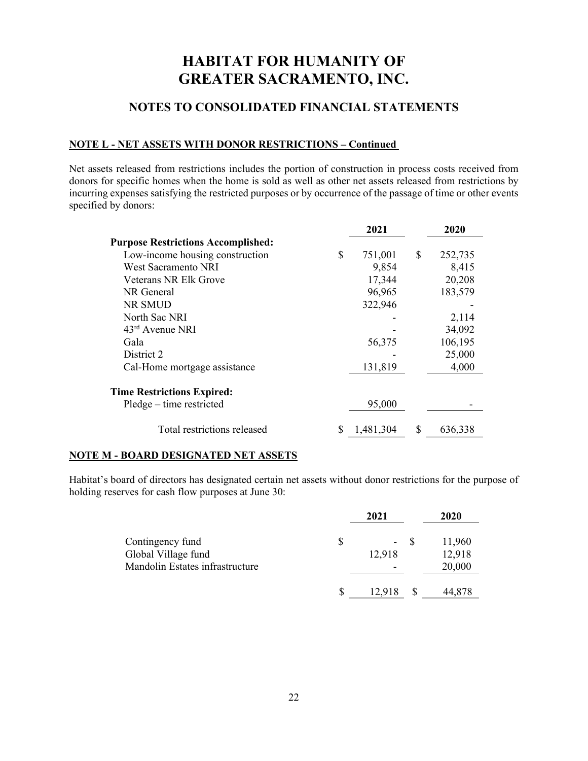# HABITAT FOR HUMANITY OF GREATER SACRAMENTO, INC.

## NOTES TO CONSOLIDATED FINANCIAL STATEMENTS

**NOTE L - NET ASSETS WITH DONOR RESTRICTIONS – Continued**

Net assets released from restrictions includes the portion of construction in process costs received from donors for specific homes when the home is sold as well as other net assets released from restrictions by incurring expenses satisfying the restricted purposes or by occurrence of the passage of time or other events specified by donors:

| | 2021 | 2020 |
|---|---|---|
| **Purpose Restrictions Accomplished:** | | |
| Low-income housing construction | $ 751,001 | $ 252,735 |
| West Sacramento NRI | 9,854 | 8,415 |
| Veterans NR Elk Grove | 17,344 | 20,208 |
| NR General | 96,965 | 183,579 |
| NR SMUD | 322,946 | - |
| North Sac NRI | - | 2,114 |
| 43rd Avenue NRI | - | 34,092 |
| Gala | 56,375 | 106,195 |
| District 2 | - | 25,000 |
| Cal-Home mortgage assistance | 131,819 | 4,000 |
| **Time Restrictions Expired:** | | |
| Pledge – time restricted | 95,000 | - |
| Total restrictions released | $ 1,481,304 | $ 636,338 |

**NOTE M - BOARD DESIGNATED NET ASSETS**

Habitat's board of directors has designated certain net assets without donor restrictions for the purpose of holding reserves for cash flow purposes at June 30:

| | 2021 | 2020 |
|---|---|---|
| Contingency fund | $ - | $ 11,960 |
| Global Village fund | 12,918 | 12,918 |
| Mandolin Estates infrastructure | - | 20,000 |
| | $ 12,918 | $ 44,878 |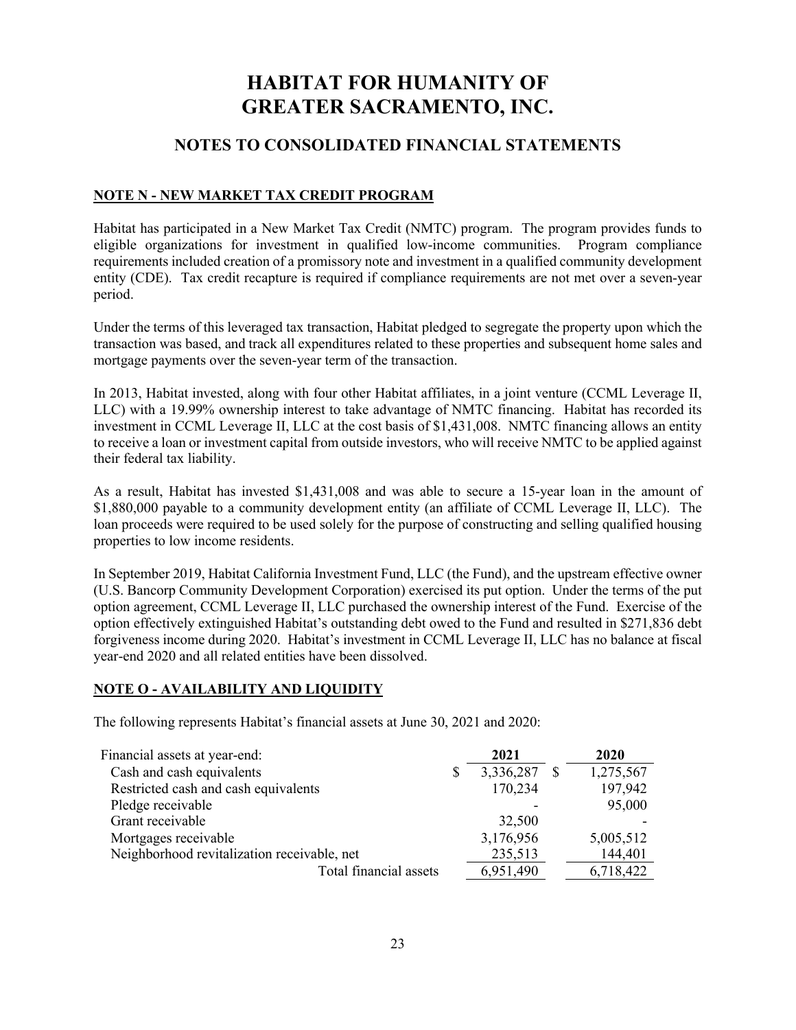# HABITAT FOR HUMANITY OF GREATER SACRAMENTO, INC.

## NOTES TO CONSOLIDATED FINANCIAL STATEMENTS

### NOTE N - NEW MARKET TAX CREDIT PROGRAM

Habitat has participated in a New Market Tax Credit (NMTC) program. The program provides funds to eligible organizations for investment in qualified low-income communities. Program compliance requirements included creation of a promissory note and investment in a qualified community development entity (CDE). Tax credit recapture is required if compliance requirements are not met over a seven-year period.

Under the terms of this leveraged tax transaction, Habitat pledged to segregate the property upon which the transaction was based, and track all expenditures related to these properties and subsequent home sales and mortgage payments over the seven-year term of the transaction.

In 2013, Habitat invested, along with four other Habitat affiliates, in a joint venture (CCML Leverage II, LLC) with a 19.99% ownership interest to take advantage of NMTC financing. Habitat has recorded its investment in CCML Leverage II, LLC at the cost basis of $1,431,008. NMTC financing allows an entity to receive a loan or investment capital from outside investors, who will receive NMTC to be applied against their federal tax liability.

As a result, Habitat has invested $1,431,008 and was able to secure a 15-year loan in the amount of $1,880,000 payable to a community development entity (an affiliate of CCML Leverage II, LLC). The loan proceeds were required to be used solely for the purpose of constructing and selling qualified housing properties to low income residents.

In September 2019, Habitat California Investment Fund, LLC (the Fund), and the upstream effective owner (U.S. Bancorp Community Development Corporation) exercised its put option. Under the terms of the put option agreement, CCML Leverage II, LLC purchased the ownership interest of the Fund. Exercise of the option effectively extinguished Habitat's outstanding debt owed to the Fund and resulted in $271,836 debt forgiveness income during 2020. Habitat's investment in CCML Leverage II, LLC has no balance at fiscal year-end 2020 and all related entities have been dissolved.

### NOTE O - AVAILABILITY AND LIQUIDITY

The following represents Habitat's financial assets at June 30, 2021 and 2020:

| Financial assets at year-end: | 2021 | 2020 |
|---|---|---|
| Cash and cash equivalents | $ 3,336,287 | $ 1,275,567 |
| Restricted cash and cash equivalents | 170,234 | 197,942 |
| Pledge receivable | - | 95,000 |
| Grant receivable | 32,500 | - |
| Mortgages receivable | 3,176,956 | 5,005,512 |
| Neighborhood revitalization receivable, net | 235,513 | 144,401 |
| Total financial assets | 6,951,490 | 6,718,422 |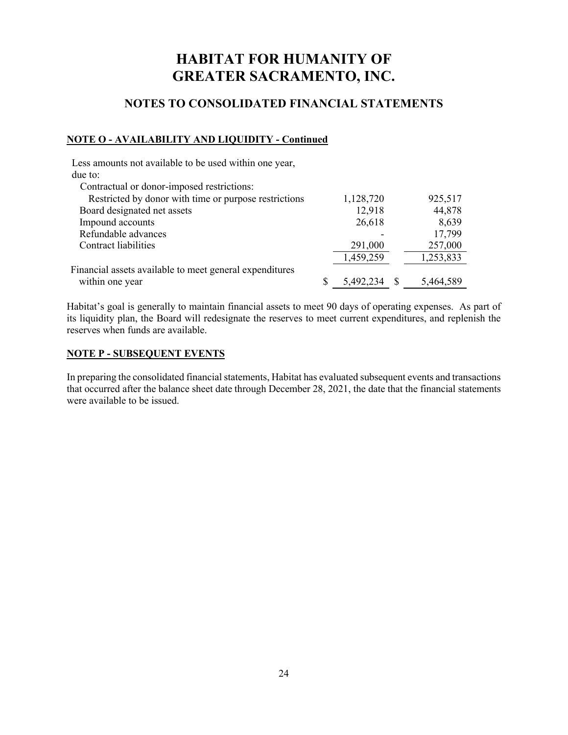# HABITAT FOR HUMANITY OF GREATER SACRAMENTO, INC.

## NOTES TO CONSOLIDATED FINANCIAL STATEMENTS

**NOTE O - AVAILABILITY AND LIQUIDITY - Continued**

| | | |
|---|---|---|
| Less amounts not available to be used within one year, due to: | | |
| Contractual or donor-imposed restrictions: | | |
| Restricted by donor with time or purpose restrictions | 1,128,720 | 925,517 |
| Board designated net assets | 12,918 | 44,878 |
| Impound accounts | 26,618 | 8,639 |
| Refundable advances | - | 17,799 |
| Contract liabilities | 291,000 | 257,000 |
| | 1,459,259 | 1,253,833 |
| Financial assets available to meet general expenditures within one year | $ 5,492,234 | $ 5,464,589 |

Habitat's goal is generally to maintain financial assets to meet 90 days of operating expenses. As part of its liquidity plan, the Board will redesignate the reserves to meet current expenditures, and replenish the reserves when funds are available.

**NOTE P - SUBSEQUENT EVENTS**

In preparing the consolidated financial statements, Habitat has evaluated subsequent events and transactions that occurred after the balance sheet date through December 28, 2021, the date that the financial statements were available to be issued.